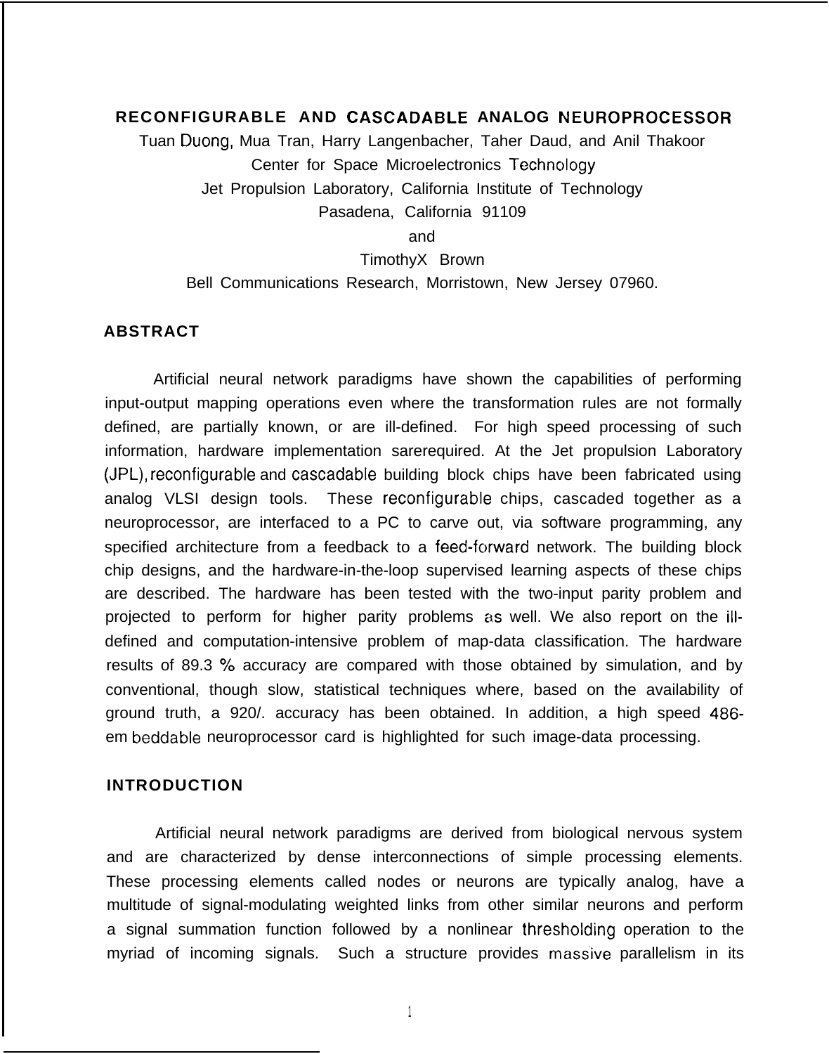# RECONFIGURABLE AND CASCADABLE ANALOG NEUROPROCESSOR

Tuan Duong, Mua Tran, Harry Langenbacher, Taher Daud, and Anil Thakoor
Center for Space Microelectronics Technology
Jet Propulsion Laboratory, California Institute of Technology
Pasadena, California 91109
and
TimothyX Brown
Bell Communications Research, Morristown, New Jersey 07960.

## ABSTRACT

Artificial neural network paradigms have shown the capabilities of performing input-output mapping operations even where the transformation rules are not formally defined, are partially known, or are ill-defined. For high speed processing of such information, hardware implementation sarerequired. At the Jet propulsion Laboratory (JPL), reconfigurable and cascadable building block chips have been fabricated using analog VLSI design tools. These reconfigurable chips, cascaded together as a neuroprocessor, are interfaced to a PC to carve out, via software programming, any specified architecture from a feedback to a feed-forward network. The building block chip designs, and the hardware-in-the-loop supervised learning aspects of these chips are described. The hardware has been tested with the two-input parity problem and projected to perform for higher parity problems as well. We also report on the ill-defined and computation-intensive problem of map-data classification. The hardware results of 89.3 % accuracy are compared with those obtained by simulation, and by conventional, though slow, statistical techniques where, based on the availability of ground truth, a 920/. accuracy has been obtained. In addition, a high speed 486-em beddable neuroprocessor card is highlighted for such image-data processing.

## INTRODUCTION

Artificial neural network paradigms are derived from biological nervous system and are characterized by dense interconnections of simple processing elements. These processing elements called nodes or neurons are typically analog, have a multitude of signal-modulating weighted links from other similar neurons and perform a signal summation function followed by a nonlinear thresholding operation to the myriad of incoming signals. Such a structure provides massive parallelism in its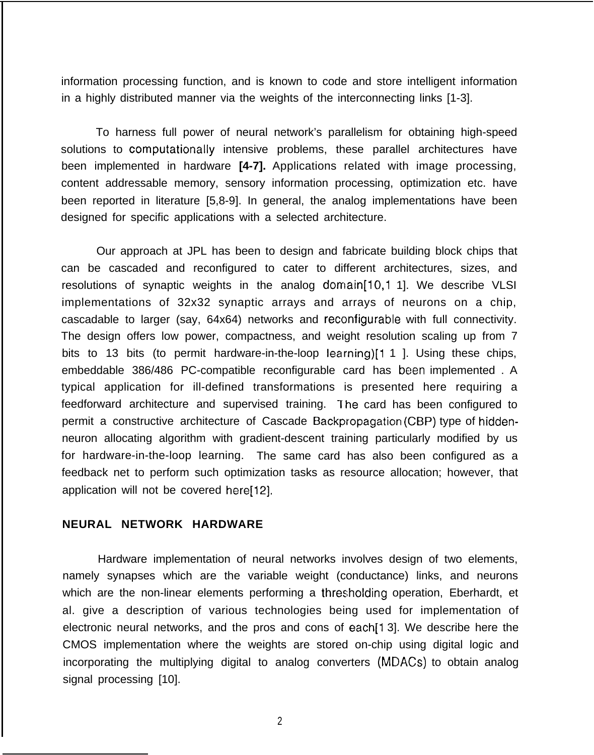information processing function, and is known to code and store intelligent information in a highly distributed manner via the weights of the interconnecting links [1-3].

To harness full power of neural network's parallelism for obtaining high-speed solutions to computationally intensive problems, these parallel architectures have been implemented in hardware **[4-7].** Applications related with image processing, content addressable memory, sensory information processing, optimization etc. have been reported in literature [5,8-9]. In general, the analog implementations have been designed for specific applications with a selected architecture.

Our approach at JPL has been to design and fabricate building block chips that can be cascaded and reconfigured to cater to different architectures, sizes, and resolutions of synaptic weights in the analog domain[10,11]. We describe VLSI implementations of 32x32 synaptic arrays and arrays of neurons on a chip, cascadable to larger (say, 64x64) networks and reconfigurable with full connectivity. The design offers low power, compactness, and weight resolution scaling up from 7 bits to 13 bits (to permit hardware-in-the-loop learning)[11]. Using these chips, embeddable 386/486 PC-compatible reconfigurable card has been implemented . A typical application for ill-defined transformations is presented here requiring a feedforward architecture and supervised training. The card has been configured to permit a constructive architecture of Cascade Backpropagation (CBP) type of hidden-neuron allocating algorithm with gradient-descent training particularly modified by us for hardware-in-the-loop learning. The same card has also been configured as a feedback net to perform such optimization tasks as resource allocation; however, that application will not be covered here[12].

## NEURAL NETWORK HARDWARE

Hardware implementation of neural networks involves design of two elements, namely synapses which are the variable weight (conductance) links, and neurons which are the non-linear elements performing a thresholding operation, Eberhardt, et al. give a description of various technologies being used for implementation of electronic neural networks, and the pros and cons of each[13]. We describe here the CMOS implementation where the weights are stored on-chip using digital logic and incorporating the multiplying digital to analog converters (MDACs) to obtain analog signal processing [10].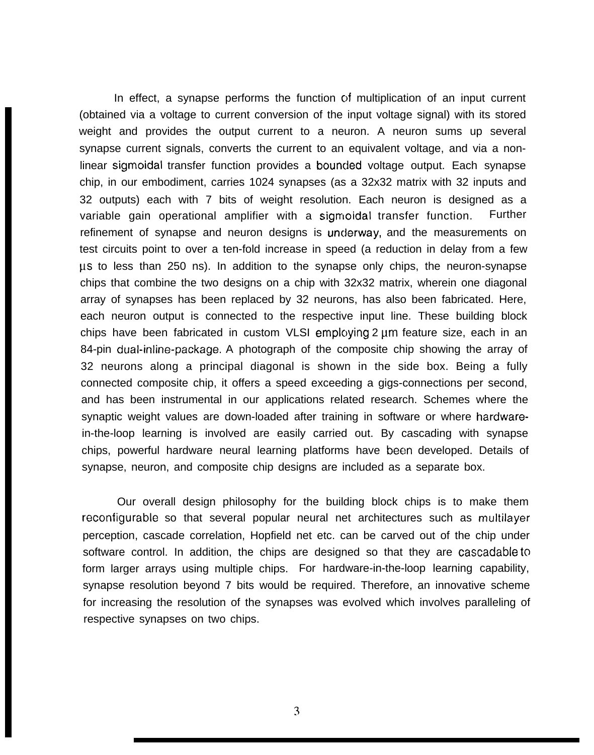In effect, a synapse performs the function of multiplication of an input current (obtained via a voltage to current conversion of the input voltage signal) with its stored weight and provides the output current to a neuron. A neuron sums up several synapse current signals, converts the current to an equivalent voltage, and via a non-linear sigmoidal transfer function provides a bounded voltage output. Each synapse chip, in our embodiment, carries 1024 synapses (as a 32x32 matrix with 32 inputs and 32 outputs) each with 7 bits of weight resolution. Each neuron is designed as a variable gain operational amplifier with a sigmoidal transfer function. Further refinement of synapse and neuron designs is underway, and the measurements on test circuits point to over a ten-fold increase in speed (a reduction in delay from a few μs to less than 250 ns). In addition to the synapse only chips, the neuron-synapse chips that combine the two designs on a chip with 32x32 matrix, wherein one diagonal array of synapses has been replaced by 32 neurons, has also been fabricated. Here, each neuron output is connected to the respective input line. These building block chips have been fabricated in custom VLSI employing 2 μm feature size, each in an 84-pin dual-inline-package. A photograph of the composite chip showing the array of 32 neurons along a principal diagonal is shown in the side box. Being a fully connected composite chip, it offers a speed exceeding a gigs-connections per second, and has been instrumental in our applications related research. Schemes where the synaptic weight values are down-loaded after training in software or where hardware-in-the-loop learning is involved are easily carried out. By cascading with synapse chips, powerful hardware neural learning platforms have been developed. Details of synapse, neuron, and composite chip designs are included as a separate box.

Our overall design philosophy for the building block chips is to make them reconfigurable so that several popular neural net architectures such as multilayer perception, cascade correlation, Hopfield net etc. can be carved out of the chip under software control. In addition, the chips are designed so that they are cascadable to form larger arrays using multiple chips. For hardware-in-the-loop learning capability, synapse resolution beyond 7 bits would be required. Therefore, an innovative scheme for increasing the resolution of the synapses was evolved which involves paralleling of respective synapses on two chips.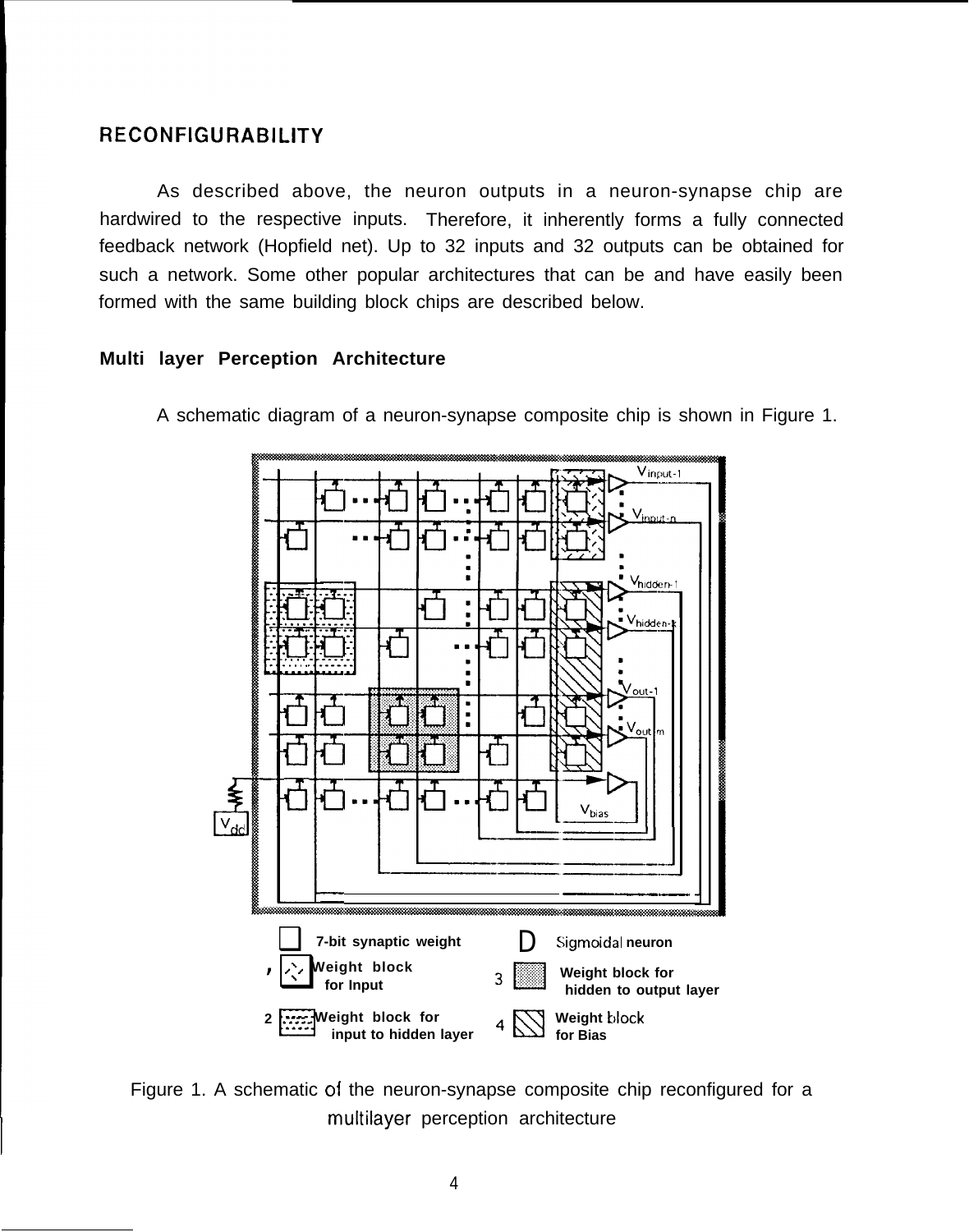## RECONFIGURABILITY

As described above, the neuron outputs in a neuron-synapse chip are hardwired to the respective inputs. Therefore, it inherently forms a fully connected feedback network (Hopfield net). Up to 32 inputs and 32 outputs can be obtained for such a network. Some other popular architectures that can be and have easily been formed with the same building block chips are described below.

### Multi layer Perception Architecture

A schematic diagram of a neuron-synapse composite chip is shown in Figure 1.

Figure 1. A schematic of the neuron-synapse composite chip reconfigured for a multilayer perception architecture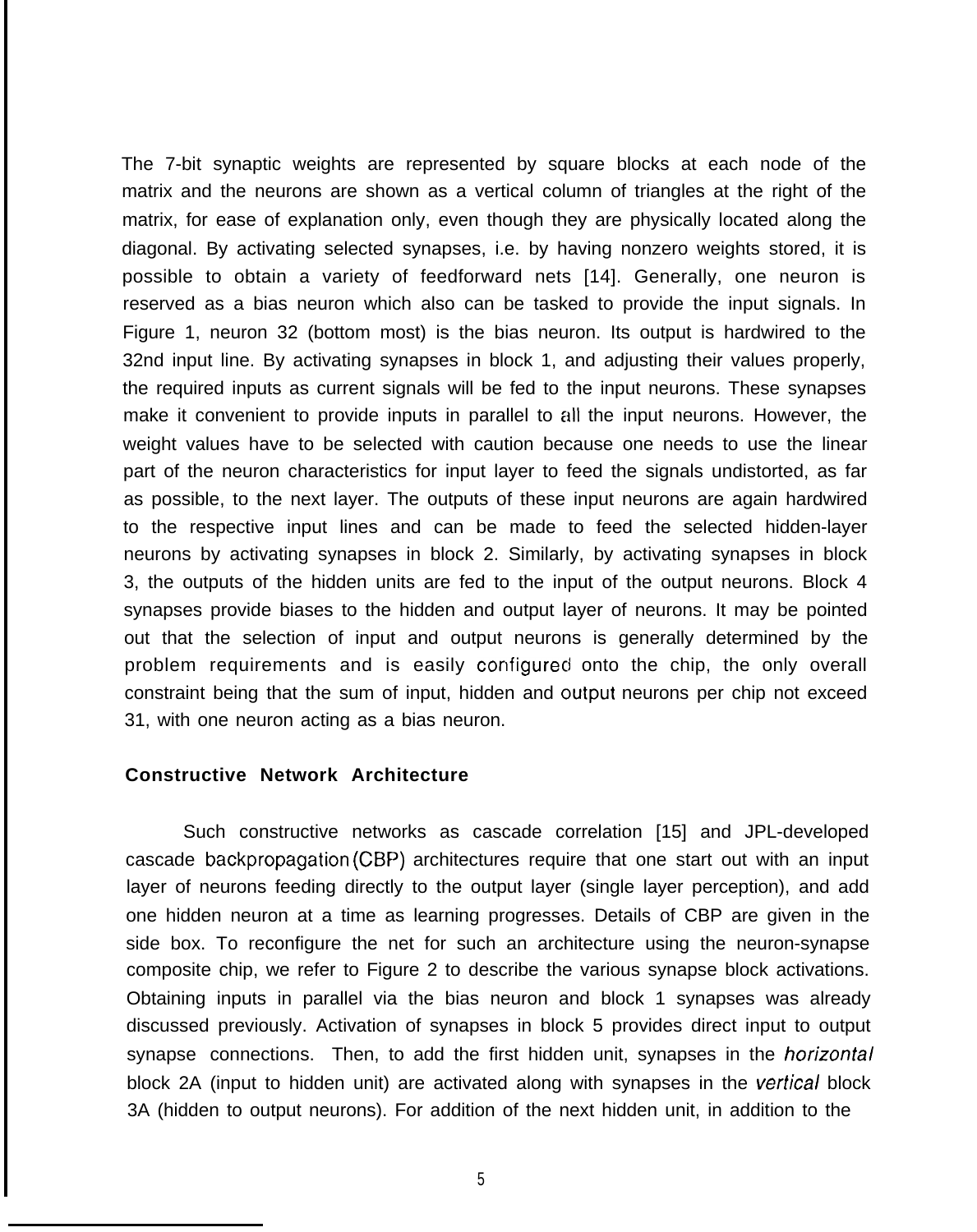The 7-bit synaptic weights are represented by square blocks at each node of the matrix and the neurons are shown as a vertical column of triangles at the right of the matrix, for ease of explanation only, even though they are physically located along the diagonal. By activating selected synapses, i.e. by having nonzero weights stored, it is possible to obtain a variety of feedforward nets [14]. Generally, one neuron is reserved as a bias neuron which also can be tasked to provide the input signals. In Figure 1, neuron 32 (bottom most) is the bias neuron. Its output is hardwired to the 32nd input line. By activating synapses in block 1, and adjusting their values properly, the required inputs as current signals will be fed to the input neurons. These synapses make it convenient to provide inputs in parallel to all the input neurons. However, the weight values have to be selected with caution because one needs to use the linear part of the neuron characteristics for input layer to feed the signals undistorted, as far as possible, to the next layer. The outputs of these input neurons are again hardwired to the respective input lines and can be made to feed the selected hidden-layer neurons by activating synapses in block 2. Similarly, by activating synapses in block 3, the outputs of the hidden units are fed to the input of the output neurons. Block 4 synapses provide biases to the hidden and output layer of neurons. It may be pointed out that the selection of input and output neurons is generally determined by the problem requirements and is easily configured onto the chip, the only overall constraint being that the sum of input, hidden and output neurons per chip not exceed 31, with one neuron acting as a bias neuron.

**Constructive Network Architecture**

Such constructive networks as cascade correlation [15] and JPL-developed cascade backpropagation (CBP) architectures require that one start out with an input layer of neurons feeding directly to the output layer (single layer perception), and add one hidden neuron at a time as learning progresses. Details of CBP are given in the side box. To reconfigure the net for such an architecture using the neuron-synapse composite chip, we refer to Figure 2 to describe the various synapse block activations. Obtaining inputs in parallel via the bias neuron and block 1 synapses was already discussed previously. Activation of synapses in block 5 provides direct input to output synapse connections. Then, to add the first hidden unit, synapses in the *horizontal* block 2A (input to hidden unit) are activated along with synapses in the *vertical* block 3A (hidden to output neurons). For addition of the next hidden unit, in addition to the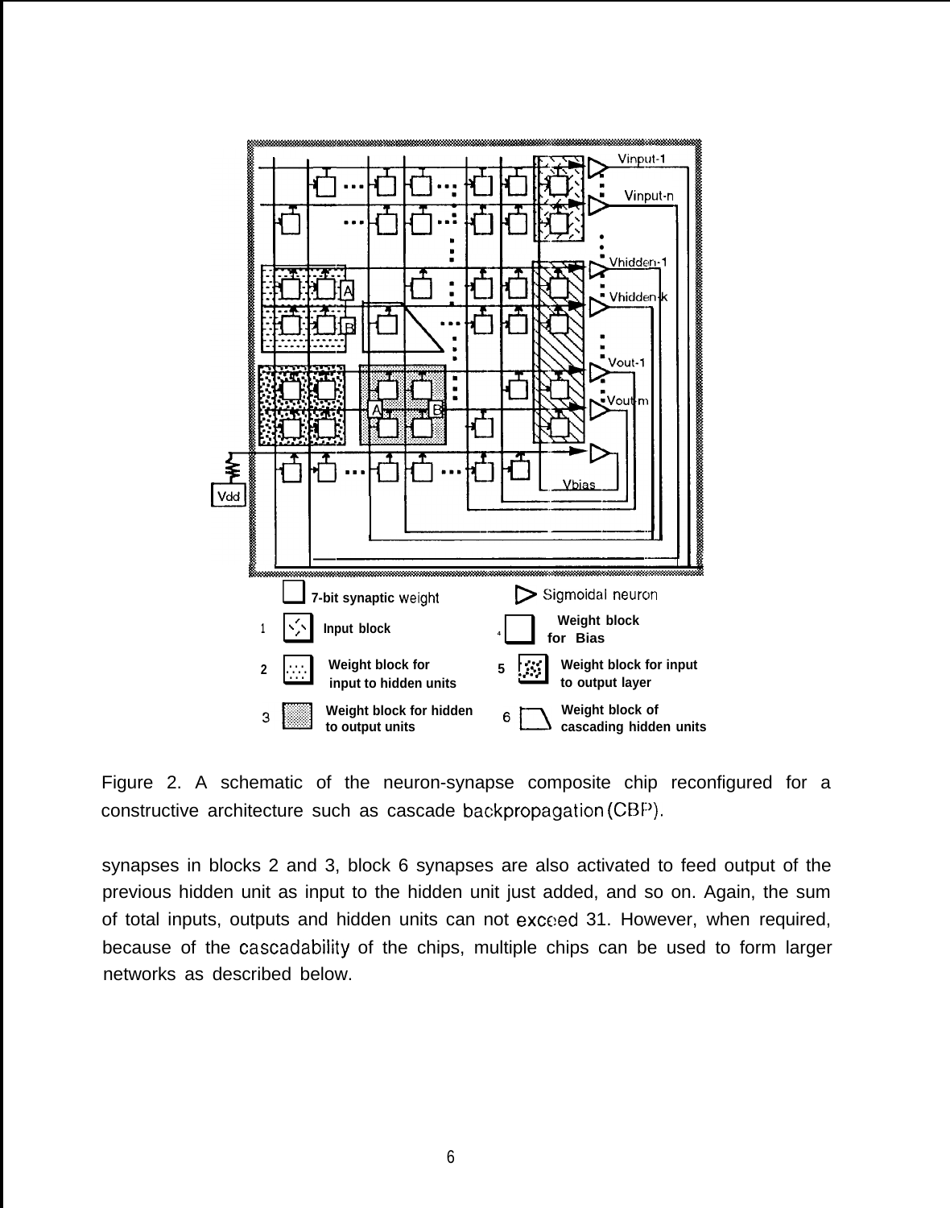Figure 2. A schematic of the neuron-synapse composite chip reconfigured for a constructive architecture such as cascade backpropagation (CBP).

synapses in blocks 2 and 3, block 6 synapses are also activated to feed output of the previous hidden unit as input to the hidden unit just added, and so on. Again, the sum of total inputs, outputs and hidden units can not exceed 31. However, when required, because of the cascadability of the chips, multiple chips can be used to form larger networks as described below.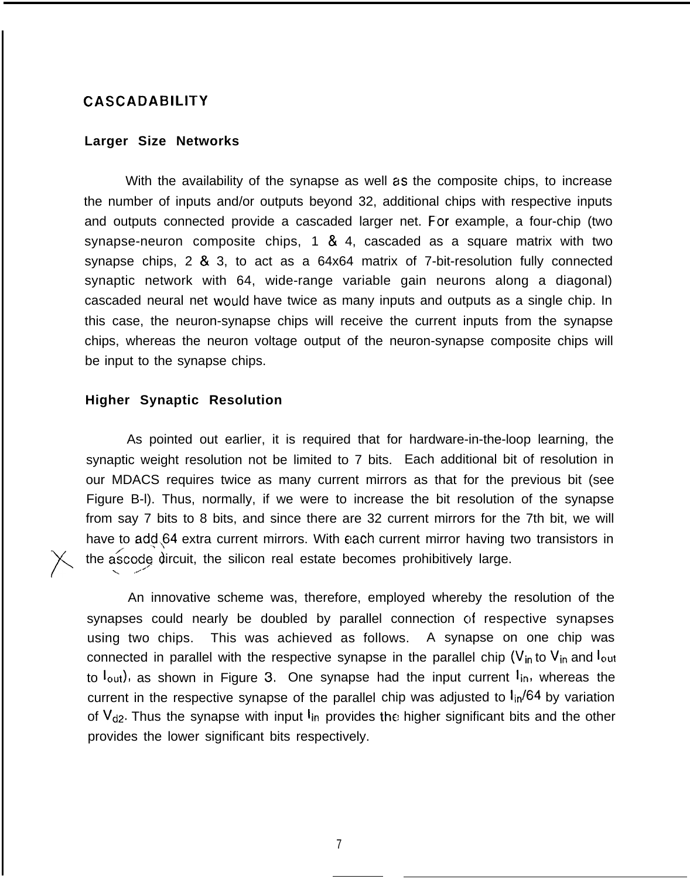## CASCADABILITY

### Larger Size Networks

With the availability of the synapse as well as the composite chips, to increase the number of inputs and/or outputs beyond 32, additional chips with respective inputs and outputs connected provide a cascaded larger net. For example, a four-chip (two synapse-neuron composite chips, 1 & 4, cascaded as a square matrix with two synapse chips, 2 & 3, to act as a 64x64 matrix of 7-bit-resolution fully connected synaptic network with 64, wide-range variable gain neurons along a diagonal) cascaded neural net would have twice as many inputs and outputs as a single chip. In this case, the neuron-synapse chips will receive the current inputs from the synapse chips, whereas the neuron voltage output of the neuron-synapse composite chips will be input to the synapse chips.

### Higher Synaptic Resolution

As pointed out earlier, it is required that for hardware-in-the-loop learning, the synaptic weight resolution not be limited to 7 bits. Each additional bit of resolution in our MDACS requires twice as many current mirrors as that for the previous bit (see Figure B-l). Thus, normally, if we were to increase the bit resolution of the synapse from say 7 bits to 8 bits, and since there are 32 current mirrors for the 7th bit, we will have to add 64 extra current mirrors. With each current mirror having two transistors in the ascode circuit, the silicon real estate becomes prohibitively large.

An innovative scheme was, therefore, employed whereby the resolution of the synapses could nearly be doubled by parallel connection of respective synapses using two chips. This was achieved as follows. A synapse on one chip was connected in parallel with the respective synapse in the parallel chip ($V_{in}$ to $V_{in}$ and $I_{out}$ to $I_{out}$), as shown in Figure 3. One synapse had the input current $I_{in}$, whereas the current in the respective synapse of the parallel chip was adjusted to $I_{in}/64$ by variation of $V_{d2}$. Thus the synapse with input $I_{in}$ provides the higher significant bits and the other provides the lower significant bits respectively.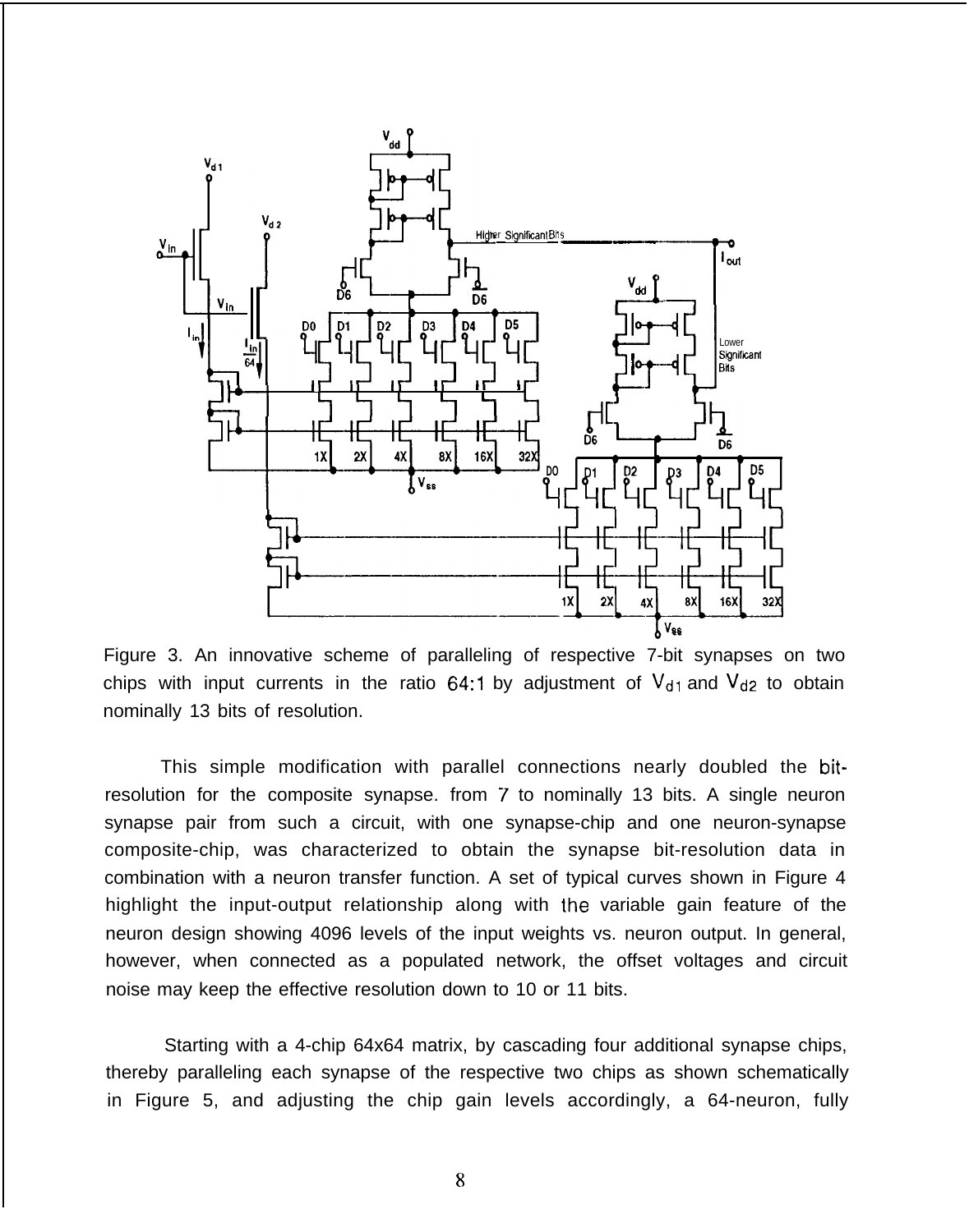Figure 3. An innovative scheme of paralleling of respective 7-bit synapses on two chips with input currents in the ratio 64:1 by adjustment of $V_{d1}$ and $V_{d2}$ to obtain nominally 13 bits of resolution.

This simple modification with parallel connections nearly doubled the bit-resolution for the composite synapse. from 7 to nominally 13 bits. A single neuron synapse pair from such a circuit, with one synapse-chip and one neuron-synapse composite-chip, was characterized to obtain the synapse bit-resolution data in combination with a neuron transfer function. A set of typical curves shown in Figure 4 highlight the input-output relationship along with the variable gain feature of the neuron design showing 4096 levels of the input weights vs. neuron output. In general, however, when connected as a populated network, the offset voltages and circuit noise may keep the effective resolution down to 10 or 11 bits.

Starting with a 4-chip 64x64 matrix, by cascading four additional synapse chips, thereby paralleling each synapse of the respective two chips as shown schematically in Figure 5, and adjusting the chip gain levels accordingly, a 64-neuron, fully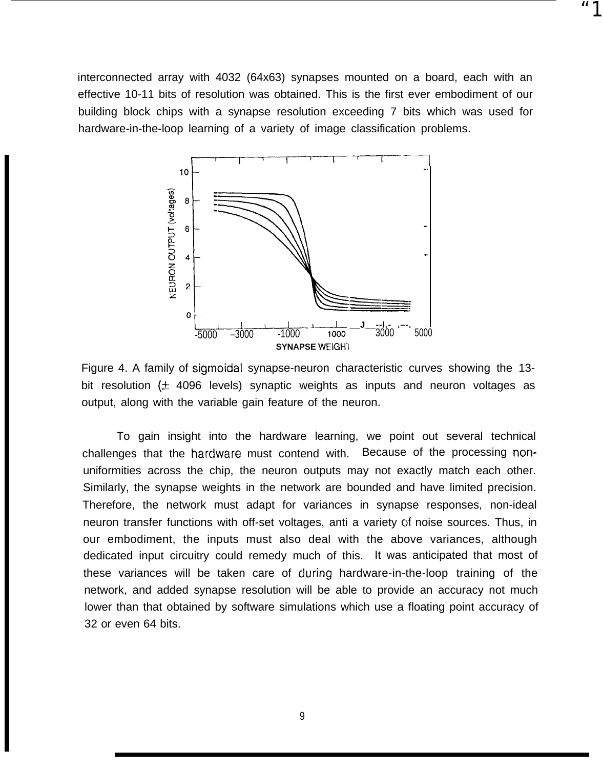interconnected array with 4032 (64x63) synapses mounted on a board, each with an effective 10-11 bits of resolution was obtained. This is the first ever embodiment of our building block chips with a synapse resolution exceeding 7 bits which was used for hardware-in-the-loop learning of a variety of image classification problems.

Figure 4. A family of sigmoidal synapse-neuron characteristic curves showing the 13-bit resolution (± 4096 levels) synaptic weights as inputs and neuron voltages as output, along with the variable gain feature of the neuron.

To gain insight into the hardware learning, we point out several technical challenges that the hardware must contend with. Because of the processing non-uniformities across the chip, the neuron outputs may not exactly match each other. Similarly, the synapse weights in the network are bounded and have limited precision. Therefore, the network must adapt for variances in synapse responses, non-ideal neuron transfer functions with off-set voltages, anti a variety of noise sources. Thus, in our embodiment, the inputs must also deal with the above variances, although dedicated input circuitry could remedy much of this. It was anticipated that most of these variances will be taken care of during hardware-in-the-loop training of the network, and added synapse resolution will be able to provide an accuracy not much lower than that obtained by software simulations which use a floating point accuracy of 32 or even 64 bits.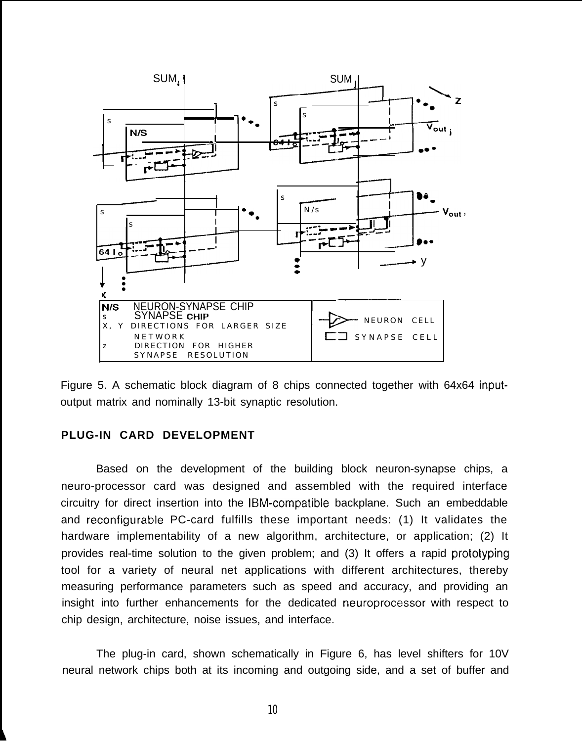Figure 5. A schematic block diagram of 8 chips connected together with 64x64 input-output matrix and nominally 13-bit synaptic resolution.

**PLUG-IN CARD DEVELOPMENT**

Based on the development of the building block neuron-synapse chips, a neuro-processor card was designed and assembled with the required interface circuitry for direct insertion into the IBM-compatible backplane. Such an embeddable and reconfigurable PC-card fulfills these important needs: (1) It validates the hardware implementability of a new algorithm, architecture, or application; (2) It provides real-time solution to the given problem; and (3) It offers a rapid prototyping tool for a variety of neural net applications with different architectures, thereby measuring performance parameters such as speed and accuracy, and providing an insight into further enhancements for the dedicated neuroprocessor with respect to chip design, architecture, noise issues, and interface.

The plug-in card, shown schematically in Figure 6, has level shifters for 10V neural network chips both at its incoming and outgoing side, and a set of buffer and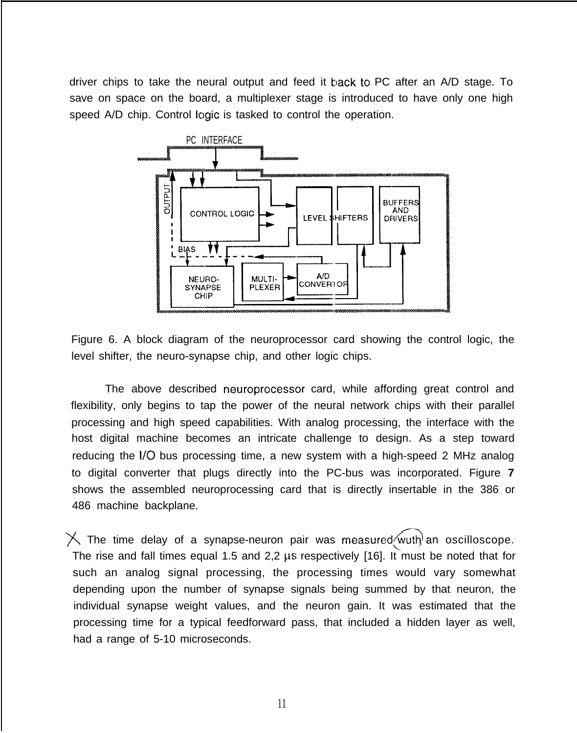driver chips to take the neural output and feed it back to PC after an A/D stage. To save on space on the board, a multiplexer stage is introduced to have only one high speed A/D chip. Control logic is tasked to control the operation.

Figure 6. A block diagram of the neuroprocessor card showing the control logic, the level shifter, the neuro-synapse chip, and other logic chips.

The above described neuroprocessor card, while affording great control and flexibility, only begins to tap the power of the neural network chips with their parallel processing and high speed capabilities. With analog processing, the interface with the host digital machine becomes an intricate challenge to design. As a step toward reducing the I/O bus processing time, a new system with a high-speed 2 MHz analog to digital converter that plugs directly into the PC-bus was incorporated. Figure **7** shows the assembled neuroprocessing card that is directly insertable in the 386 or 486 machine backplane.

The time delay of a synapse-neuron pair was measured wuth an oscilloscope. The rise and fall times equal 1.5 and 2,2 μs respectively [16]. It must be noted that for such an analog signal processing, the processing times would vary somewhat depending upon the number of synapse signals being summed by that neuron, the individual synapse weight values, and the neuron gain. It was estimated that the processing time for a typical feedforward pass, that included a hidden layer as well, had a range of 5-10 microseconds.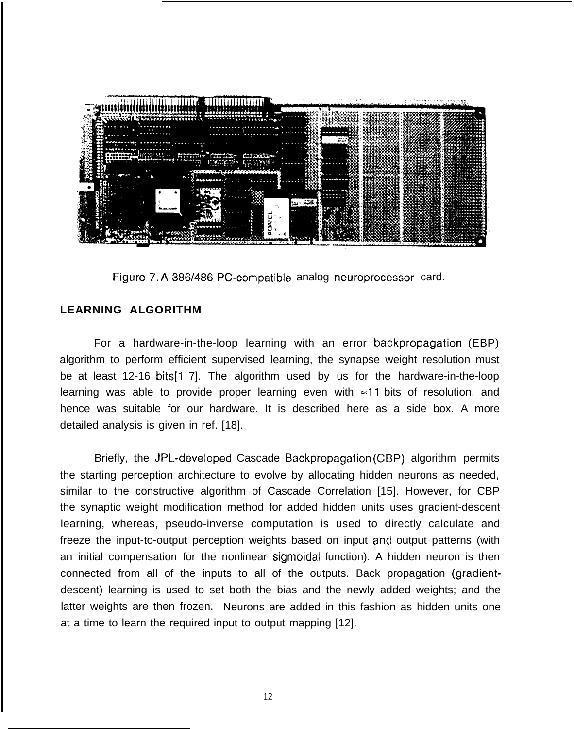Figure 7. A 386/486 PC-compatible analog neuroprocessor card.

## LEARNING ALGORITHM

For a hardware-in-the-loop learning with an error backpropagation (EBP) algorithm to perform efficient supervised learning, the synapse weight resolution must be at least 12-16 bits[17]. The algorithm used by us for the hardware-in-the-loop learning was able to provide proper learning even with ≈11 bits of resolution, and hence was suitable for our hardware. It is described here as a side box. A more detailed analysis is given in ref. [18].

Briefly, the JPL-developed Cascade Backpropagation (CBP) algorithm permits the starting perception architecture to evolve by allocating hidden neurons as needed, similar to the constructive algorithm of Cascade Correlation [15]. However, for CBP the synaptic weight modification method for added hidden units uses gradient-descent learning, whereas, pseudo-inverse computation is used to directly calculate and freeze the input-to-output perception weights based on input and output patterns (with an initial compensation for the nonlinear sigmoidal function). A hidden neuron is then connected from all of the inputs to all of the outputs. Back propagation (gradient-descent) learning is used to set both the bias and the newly added weights; and the latter weights are then frozen. Neurons are added in this fashion as hidden units one at a time to learn the required input to output mapping [12].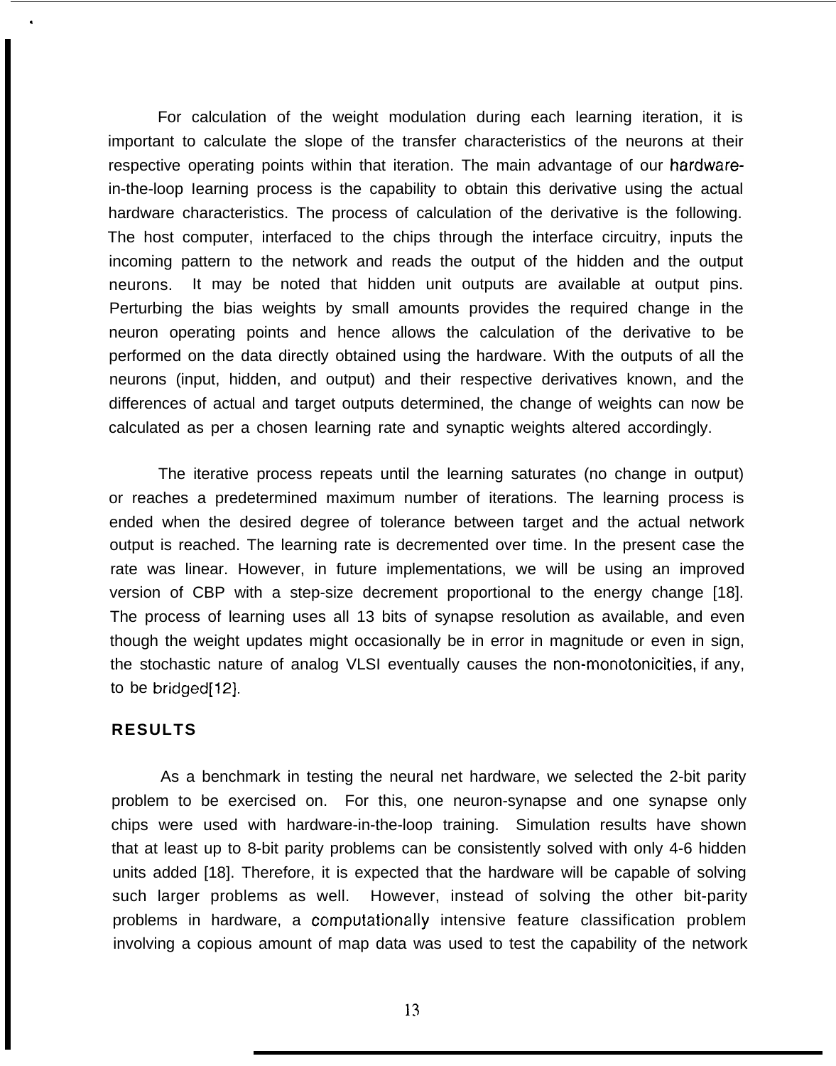For calculation of the weight modulation during each learning iteration, it is important to calculate the slope of the transfer characteristics of the neurons at their respective operating points within that iteration. The main advantage of our hardware-in-the-loop learning process is the capability to obtain this derivative using the actual hardware characteristics. The process of calculation of the derivative is the following. The host computer, interfaced to the chips through the interface circuitry, inputs the incoming pattern to the network and reads the output of the hidden and the output neurons. It may be noted that hidden unit outputs are available at output pins. Perturbing the bias weights by small amounts provides the required change in the neuron operating points and hence allows the calculation of the derivative to be performed on the data directly obtained using the hardware. With the outputs of all the neurons (input, hidden, and output) and their respective derivatives known, and the differences of actual and target outputs determined, the change of weights can now be calculated as per a chosen learning rate and synaptic weights altered accordingly.

The iterative process repeats until the learning saturates (no change in output) or reaches a predetermined maximum number of iterations. The learning process is ended when the desired degree of tolerance between target and the actual network output is reached. The learning rate is decremented over time. In the present case the rate was linear. However, in future implementations, we will be using an improved version of CBP with a step-size decrement proportional to the energy change [18]. The process of learning uses all 13 bits of synapse resolution as available, and even though the weight updates might occasionally be in error in magnitude or even in sign, the stochastic nature of analog VLSI eventually causes the non-monotonicities, if any, to be bridged[12].

## RESULTS

As a benchmark in testing the neural net hardware, we selected the 2-bit parity problem to be exercised on. For this, one neuron-synapse and one synapse only chips were used with hardware-in-the-loop training. Simulation results have shown that at least up to 8-bit parity problems can be consistently solved with only 4-6 hidden units added [18]. Therefore, it is expected that the hardware will be capable of solving such larger problems as well. However, instead of solving the other bit-parity problems in hardware, a computationally intensive feature classification problem involving a copious amount of map data was used to test the capability of the network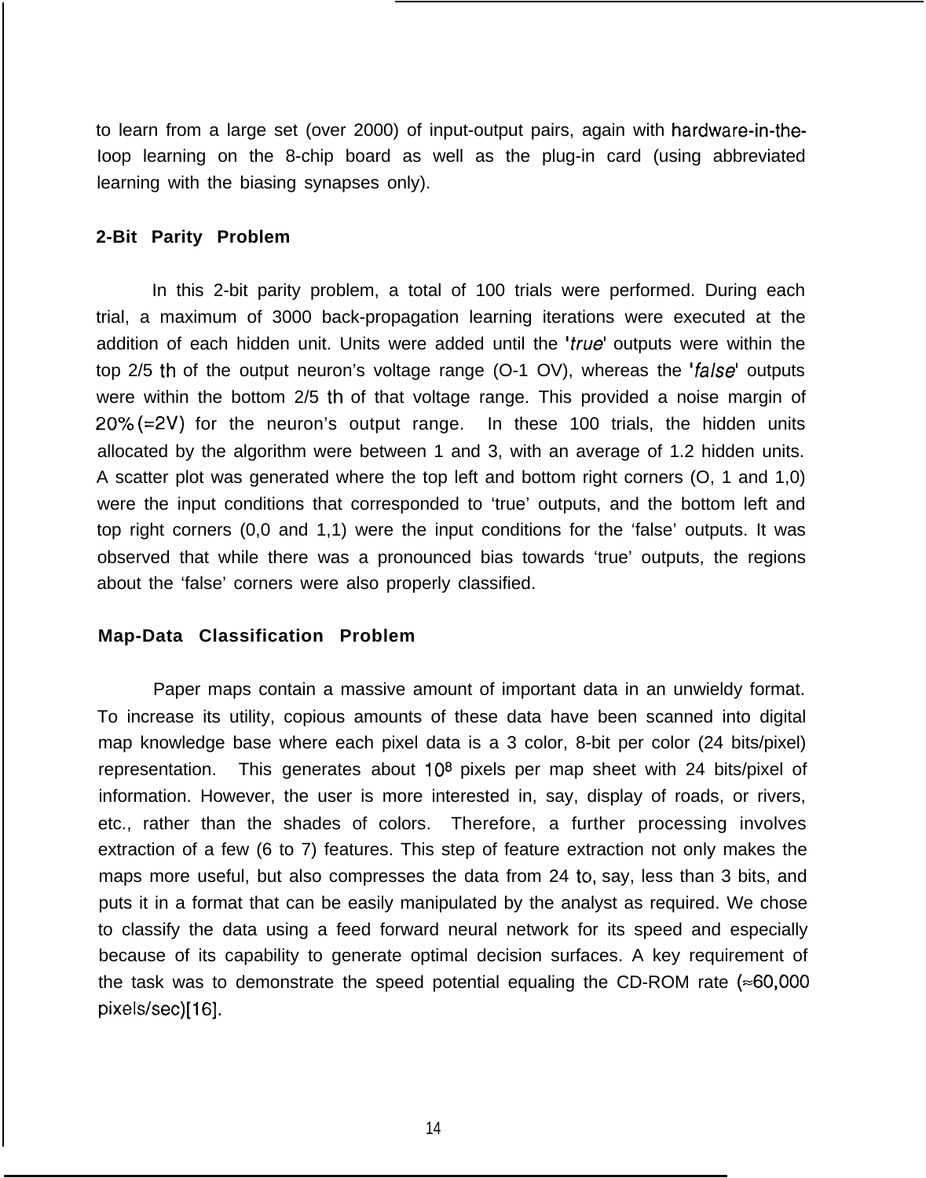to learn from a large set (over 2000) of input-output pairs, again with hardware-in-the-Ioop learning on the 8-chip board as well as the plug-in card (using abbreviated learning with the biasing synapses only).

**2-Bit Parity Problem**

In this 2-bit parity problem, a total of 100 trials were performed. During each trial, a maximum of 3000 back-propagation learning iterations were executed at the addition of each hidden unit. Units were added until the '*true*' outputs were within the top 2/5 th of the output neuron's voltage range (O-1 OV), whereas the '*false*' outputs were within the bottom 2/5 th of that voltage range. This provided a noise margin of 20% (=2V) for the neuron's output range. In these 100 trials, the hidden units allocated by the algorithm were between 1 and 3, with an average of 1.2 hidden units. A scatter plot was generated where the top left and bottom right corners (O, 1 and 1,0) were the input conditions that corresponded to 'true' outputs, and the bottom left and top right corners (0,0 and 1,1) were the input conditions for the 'false' outputs. It was observed that while there was a pronounced bias towards 'true' outputs, the regions about the 'false' corners were also properly classified.

**Map-Data Classification Problem**

Paper maps contain a massive amount of important data in an unwieldy format. To increase its utility, copious amounts of these data have been scanned into digital map knowledge base where each pixel data is a 3 color, 8-bit per color (24 bits/pixel) representation. This generates about $10^8$ pixels per map sheet with 24 bits/pixel of information. However, the user is more interested in, say, display of roads, or rivers, etc., rather than the shades of colors. Therefore, a further processing involves extraction of a few (6 to 7) features. This step of feature extraction not only makes the maps more useful, but also compresses the data from 24 to, say, less than 3 bits, and puts it in a format that can be easily manipulated by the analyst as required. We chose to classify the data using a feed forward neural network for its speed and especially because of its capability to generate optimal decision surfaces. A key requirement of the task was to demonstrate the speed potential equaling the CD-ROM rate (≈60,000 pixels/sec)[16].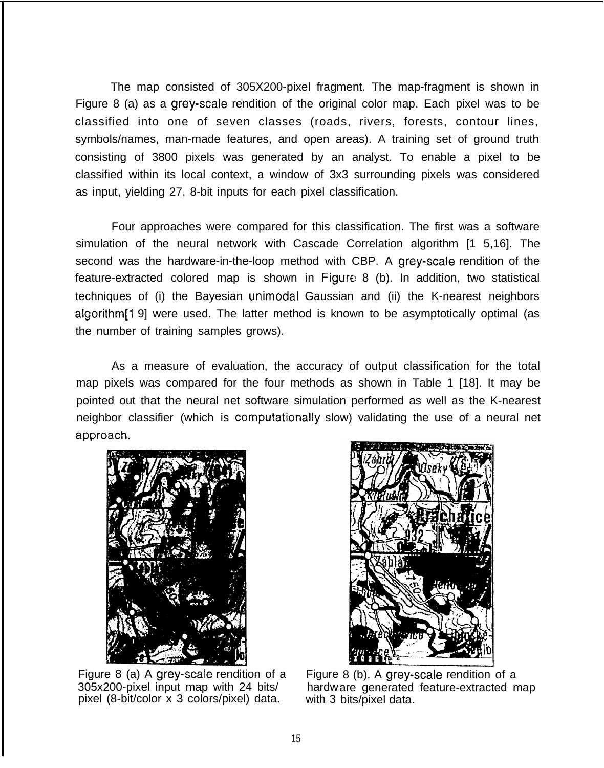The map consisted of 305X200-pixel fragment. The map-fragment is shown in Figure 8 (a) as a grey-scale rendition of the original color map. Each pixel was to be classified into one of seven classes (roads, rivers, forests, contour lines, symbols/names, man-made features, and open areas). A training set of ground truth consisting of 3800 pixels was generated by an analyst. To enable a pixel to be classified within its local context, a window of 3x3 surrounding pixels was considered as input, yielding 27, 8-bit inputs for each pixel classification.

Four approaches were compared for this classification. The first was a software simulation of the neural network with Cascade Correlation algorithm [15,16]. The second was the hardware-in-the-loop method with CBP. A grey-scale rendition of the feature-extracted colored map is shown in Figure 8 (b). In addition, two statistical techniques of (i) the Bayesian unimodal Gaussian and (ii) the K-nearest neighbors algorithm[19] were used. The latter method is known to be asymptotically optimal (as the number of training samples grows).

As a measure of evaluation, the accuracy of output classification for the total map pixels was compared for the four methods as shown in Table 1 [18]. It may be pointed out that the neural net software simulation performed as well as the K-nearest neighbor classifier (which is computationally slow) validating the use of a neural net approach.

Figure 8 (a) A grey-scale rendition of a 305x200-pixel input map with 24 bits/ pixel (8-bit/color x 3 colors/pixel) data.

Figure 8 (b). A grey-scale rendition of a hardware generated feature-extracted map with 3 bits/pixel data.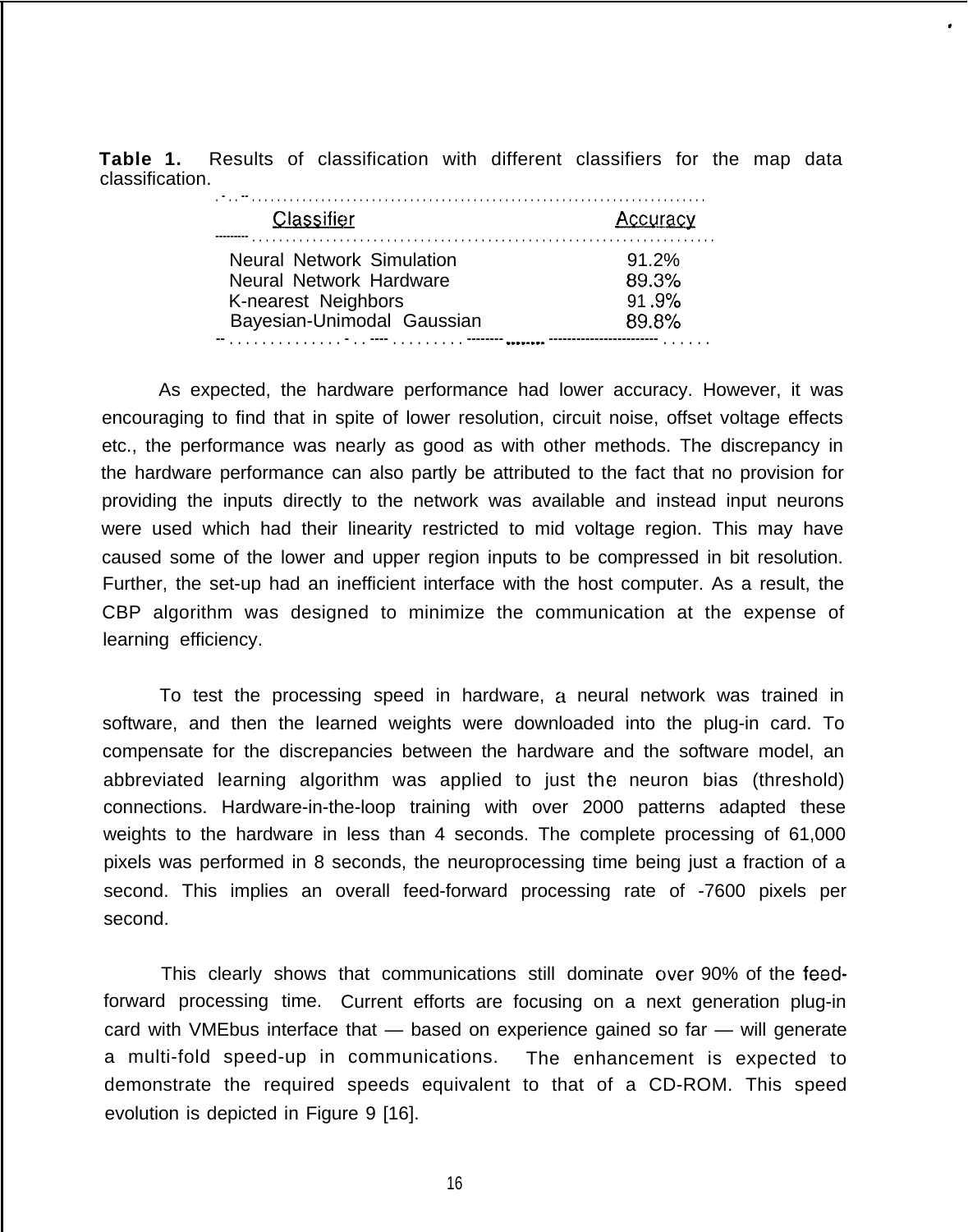**Table 1.** Results of classification with different classifiers for the map data classification.

| Classifier | Accuracy |
| --- | --- |
| Neural Network Simulation | 91.2% |
| Neural Network Hardware | 89.3% |
| K-nearest Neighbors | 91.9% |
| Bayesian-Unimodal Gaussian | 89.8% |

As expected, the hardware performance had lower accuracy. However, it was encouraging to find that in spite of lower resolution, circuit noise, offset voltage effects etc., the performance was nearly as good as with other methods. The discrepancy in the hardware performance can also partly be attributed to the fact that no provision for providing the inputs directly to the network was available and instead input neurons were used which had their linearity restricted to mid voltage region. This may have caused some of the lower and upper region inputs to be compressed in bit resolution. Further, the set-up had an inefficient interface with the host computer. As a result, the CBP algorithm was designed to minimize the communication at the expense of learning efficiency.

To test the processing speed in hardware, a neural network was trained in software, and then the learned weights were downloaded into the plug-in card. To compensate for the discrepancies between the hardware and the software model, an abbreviated learning algorithm was applied to just the neuron bias (threshold) connections. Hardware-in-the-loop training with over 2000 patterns adapted these weights to the hardware in less than 4 seconds. The complete processing of 61,000 pixels was performed in 8 seconds, the neuroprocessing time being just a fraction of a second. This implies an overall feed-forward processing rate of -7600 pixels per second.

This clearly shows that communications still dominate over 90% of the feed-forward processing time. Current efforts are focusing on a next generation plug-in card with VMEbus interface that — based on experience gained so far — will generate a multi-fold speed-up in communications. The enhancement is expected to demonstrate the required speeds equivalent to that of a CD-ROM. This speed evolution is depicted in Figure 9 [16].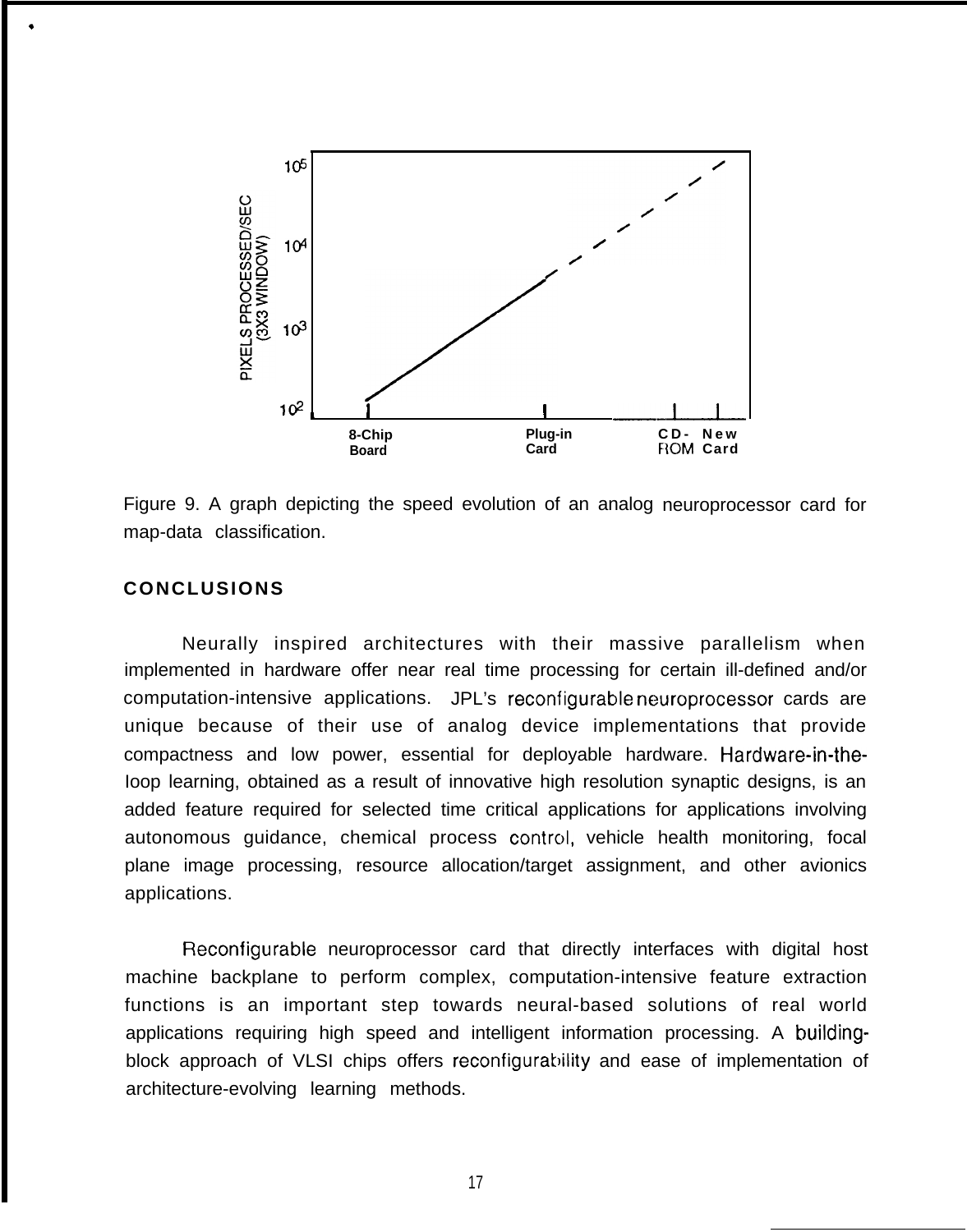Figure 9. A graph depicting the speed evolution of an analog neuroprocessor card for map-data classification.

## CONCLUSIONS

Neurally inspired architectures with their massive parallelism when implemented in hardware offer near real time processing for certain ill-defined and/or computation-intensive applications. JPL's reconfigurable neuroprocessor cards are unique because of their use of analog device implementations that provide compactness and low power, essential for deployable hardware. Hardware-in-the-loop learning, obtained as a result of innovative high resolution synaptic designs, is an added feature required for selected time critical applications for applications involving autonomous guidance, chemical process control, vehicle health monitoring, focal plane image processing, resource allocation/target assignment, and other avionics applications.

Reconfigurable neuroprocessor card that directly interfaces with digital host machine backplane to perform complex, computation-intensive feature extraction functions is an important step towards neural-based solutions of real world applications requiring high speed and intelligent information processing. A building-block approach of VLSI chips offers reconfigurability and ease of implementation of architecture-evolving learning methods.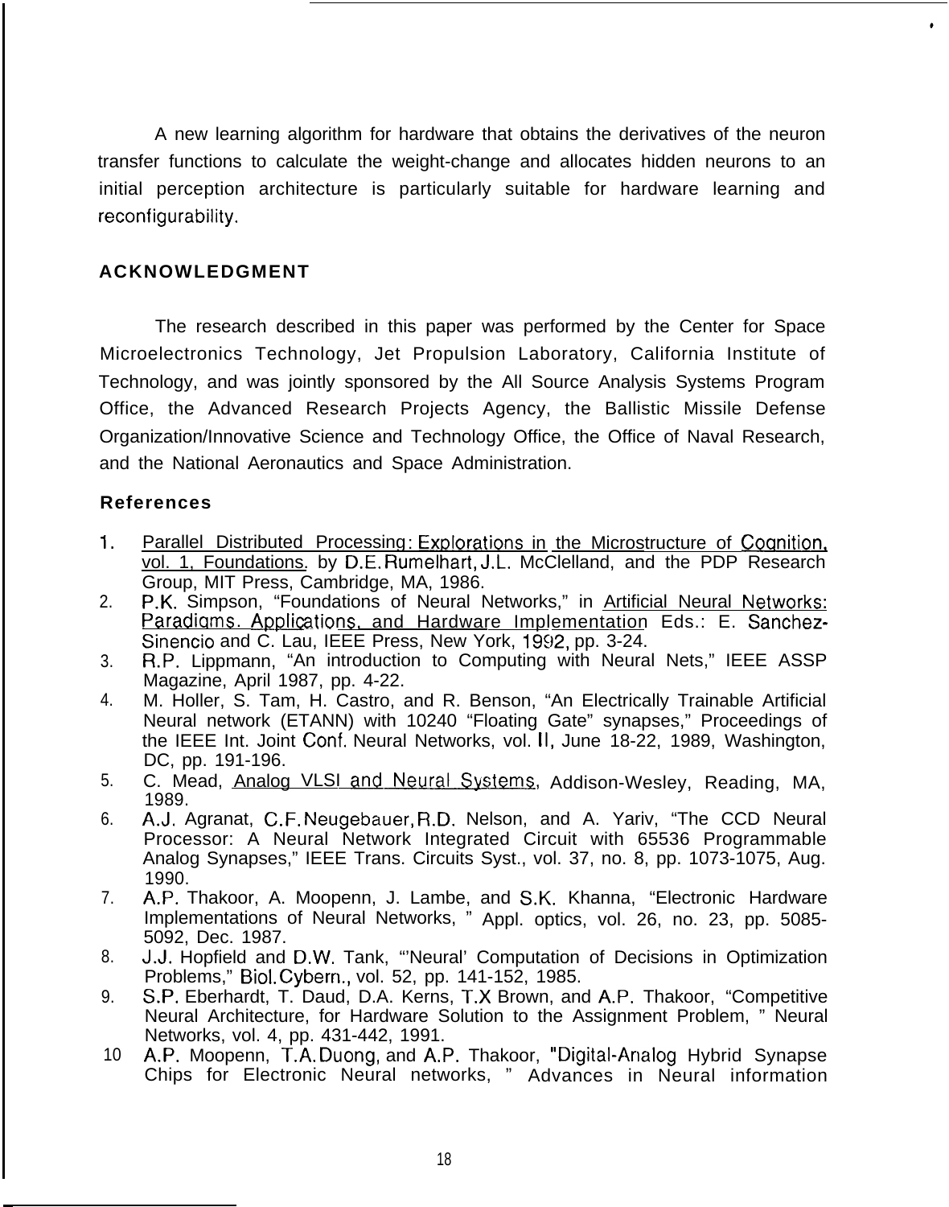A new learning algorithm for hardware that obtains the derivatives of the neuron transfer functions to calculate the weight-change and allocates hidden neurons to an initial perception architecture is particularly suitable for hardware learning and reconfigurability.

## ACKNOWLEDGMENT

The research described in this paper was performed by the Center for Space Microelectronics Technology, Jet Propulsion Laboratory, California Institute of Technology, and was jointly sponsored by the All Source Analysis Systems Program Office, the Advanced Research Projects Agency, the Ballistic Missile Defense Organization/Innovative Science and Technology Office, the Office of Naval Research, and the National Aeronautics and Space Administration.

## References

1. Parallel Distributed Processing: Explorations in the Microstructure of Cognition, vol. 1, Foundations. by D.E. Rumelhart, J.L. McClelland, and the PDP Research Group, MIT Press, Cambridge, MA, 1986.
2. P.K. Simpson, "Foundations of Neural Networks," in Artificial Neural Networks: Paradigms. Applications, and Hardware Implementation Eds.: E. Sanchez-Sinencio and C. Lau, IEEE Press, New York, 1992, pp. 3-24.
3. R.P. Lippmann, "An introduction to Computing with Neural Nets," IEEE ASSP Magazine, April 1987, pp. 4-22.
4. M. Holler, S. Tam, H. Castro, and R. Benson, "An Electrically Trainable Artificial Neural network (ETANN) with 10240 "Floating Gate" synapses," Proceedings of the IEEE Int. Joint Conf. Neural Networks, vol. II, June 18-22, 1989, Washington, DC, pp. 191-196.
5. C. Mead, Analog VLSI and Neural Systems, Addison-Wesley, Reading, MA, 1989.
6. A.J. Agranat, C.F. Neugebauer, R.D. Nelson, and A. Yariv, "The CCD Neural Processor: A Neural Network Integrated Circuit with 65536 Programmable Analog Synapses," IEEE Trans. Circuits Syst., vol. 37, no. 8, pp. 1073-1075, Aug. 1990.
7. A.P. Thakoor, A. Moopenn, J. Lambe, and S.K. Khanna, "Electronic Hardware Implementations of Neural Networks, " Appl. optics, vol. 26, no. 23, pp. 5085-5092, Dec. 1987.
8. J.J. Hopfield and D.W. Tank, "'Neural' Computation of Decisions in Optimization Problems," Biol. Cybern., vol. 52, pp. 141-152, 1985.
9. S.P. Eberhardt, T. Daud, D.A. Kerns, T.X Brown, and A.P. Thakoor, "Competitive Neural Architecture, for Hardware Solution to the Assignment Problem, " Neural Networks, vol. 4, pp. 431-442, 1991.
10. A.P. Moopenn, T.A. Duong, and A.P. Thakoor, "Digital-Analog Hybrid Synapse Chips for Electronic Neural networks, " Advances in Neural information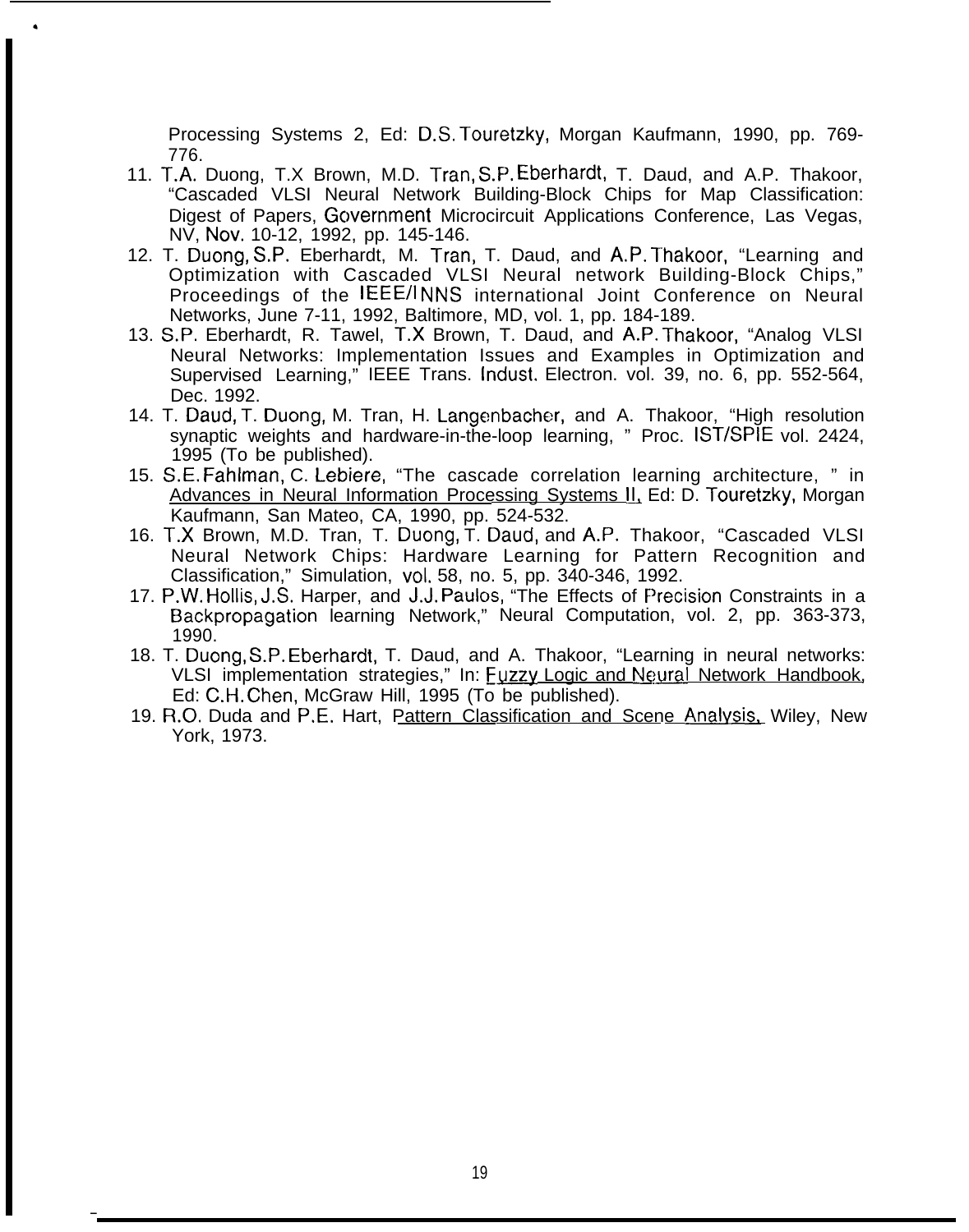Processing Systems 2, Ed: D.S. Touretzky, Morgan Kaufmann, 1990, pp. 769-776.

11. T.A. Duong, T.X Brown, M.D. Tran, S.P. Eberhardt, T. Daud, and A.P. Thakoor, "Cascaded VLSI Neural Network Building-Block Chips for Map Classification: Digest of Papers, Government Microcircuit Applications Conference, Las Vegas, NV, Nov. 10-12, 1992, pp. 145-146.
12. T. Duong, S.P. Eberhardt, M. Tran, T. Daud, and A.P. Thakoor, "Learning and Optimization with Cascaded VLSI Neural network Building-Block Chips," Proceedings of the IEEE/INNS international Joint Conference on Neural Networks, June 7-11, 1992, Baltimore, MD, vol. 1, pp. 184-189.
13. S.P. Eberhardt, R. Tawel, T.X Brown, T. Daud, and A.P. Thakoor, "Analog VLSI Neural Networks: Implementation Issues and Examples in Optimization and Supervised Learning," IEEE Trans. Indust. Electron. vol. 39, no. 6, pp. 552-564, Dec. 1992.
14. T. Daud, T. Duong, M. Tran, H. Langenbacher, and A. Thakoor, "High resolution synaptic weights and hardware-in-the-loop learning, " Proc. IST/SPIE vol. 2424, 1995 (To be published).
15. S.E. Fahlman, C. Lebiere, "The cascade correlation learning architecture, " in Advances in Neural Information Processing Systems II, Ed: D. Touretzky, Morgan Kaufmann, San Mateo, CA, 1990, pp. 524-532.
16. T.X Brown, M.D. Tran, T. Duong, T. Daud, and A.P. Thakoor, "Cascaded VLSI Neural Network Chips: Hardware Learning for Pattern Recognition and Classification," Simulation, vol. 58, no. 5, pp. 340-346, 1992.
17. P.W. Hollis, J.S. Harper, and J.J. Paulos, "The Effects of Precision Constraints in a Backpropagation learning Network," Neural Computation, vol. 2, pp. 363-373, 1990.
18. T. Duong, S.P. Eberhardt, T. Daud, and A. Thakoor, "Learning in neural networks: VLSI implementation strategies," In: Fuzzy Logic and Neural Network Handbook, Ed: C.H. Chen, McGraw Hill, 1995 (To be published).
19. R.O. Duda and P.E. Hart, Pattern Classification and Scene Analysis, Wiley, New York, 1973.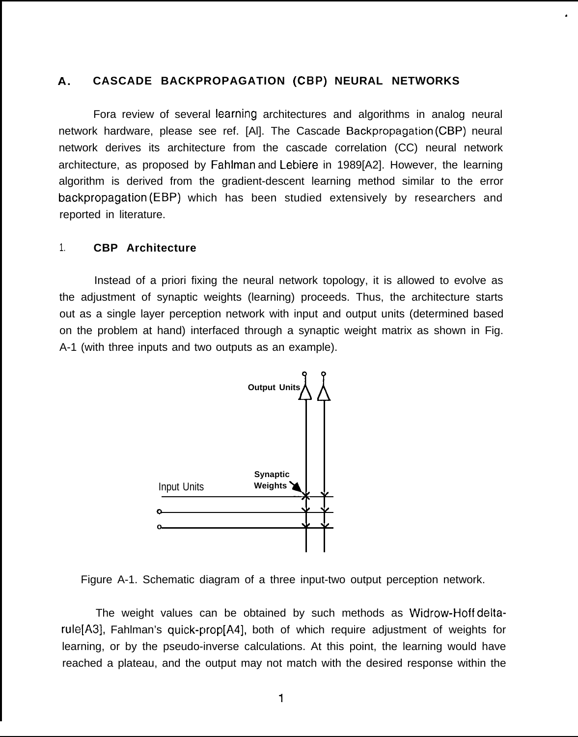## A. CASCADE BACKPROPAGATION (CBP) NEURAL NETWORKS

Fora review of several learning architectures and algorithms in analog neural network hardware, please see ref. [Al]. The Cascade Backpropagation (CBP) neural network derives its architecture from the cascade correlation (CC) neural network architecture, as proposed by Fahlman and Lebiere in 1989[A2]. However, the learning algorithm is derived from the gradient-descent learning method similar to the error backpropagation (EBP) which has been studied extensively by researchers and reported in literature.

### 1. CBP Architecture

Instead of a priori fixing the neural network topology, it is allowed to evolve as the adjustment of synaptic weights (learning) proceeds. Thus, the architecture starts out as a single layer perception network with input and output units (determined based on the problem at hand) interfaced through a synaptic weight matrix as shown in Fig. A-1 (with three inputs and two outputs as an example).

Output Units

Synaptic Weights

Input Units

Figure A-1. Schematic diagram of a three input-two output perception network.

The weight values can be obtained by such methods as Widrow-Hoff delta-rule[A3], Fahlman's quick-prop[A4], both of which require adjustment of weights for learning, or by the pseudo-inverse calculations. At this point, the learning would have reached a plateau, and the output may not match with the desired response within the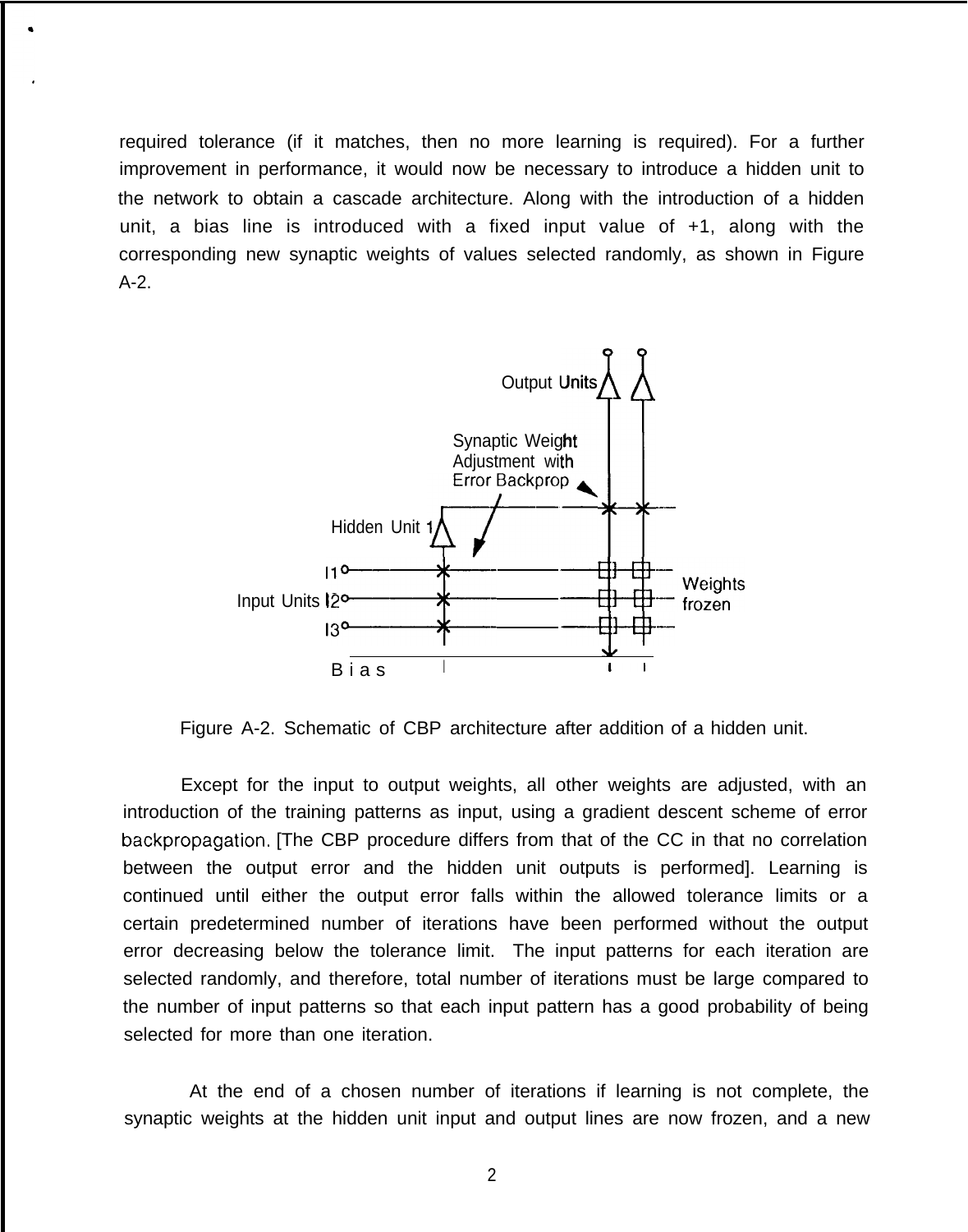required tolerance (if it matches, then no more learning is required). For a further improvement in performance, it would now be necessary to introduce a hidden unit to the network to obtain a cascade architecture. Along with the introduction of a hidden unit, a bias line is introduced with a fixed input value of +1, along with the corresponding new synaptic weights of values selected randomly, as shown in Figure A-2.

Figure A-2. Schematic of CBP architecture after addition of a hidden unit.

Except for the input to output weights, all other weights are adjusted, with an introduction of the training patterns as input, using a gradient descent scheme of error backpropagation. [The CBP procedure differs from that of the CC in that no correlation between the output error and the hidden unit outputs is performed]. Learning is continued until either the output error falls within the allowed tolerance limits or a certain predetermined number of iterations have been performed without the output error decreasing below the tolerance limit. The input patterns for each iteration are selected randomly, and therefore, total number of iterations must be large compared to the number of input patterns so that each input pattern has a good probability of being selected for more than one iteration.

At the end of a chosen number of iterations if learning is not complete, the synaptic weights at the hidden unit input and output lines are now frozen, and a new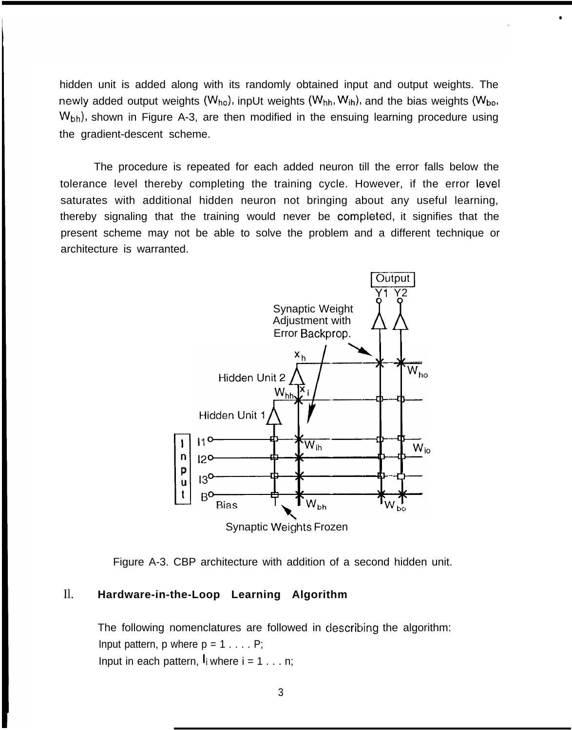hidden unit is added along with its randomly obtained input and output weights. The newly added output weights ($W_{ho}$), inpUt weights ($W_{hh}$, $W_{ih}$), and the bias weights ($W_{bo}$, $W_{bh}$), shown in Figure A-3, are then modified in the ensuing learning procedure using the gradient-descent scheme.

The procedure is repeated for each added neuron till the error falls below the tolerance level thereby completing the training cycle. However, if the error level saturates with additional hidden neuron not bringing about any useful learning, thereby signaling that the training would never be completed, it signifies that the present scheme may not be able to solve the problem and a different technique or architecture is warranted.

Figure A-3. CBP architecture with addition of a second hidden unit.

## II. Hardware-in-the-Loop Learning Algorithm

The following nomenclatures are followed in describing the algorithm:

Input pattern, p where p = 1 . . . . P;

Input in each pattern, $I_i$ where i = 1 . . . n;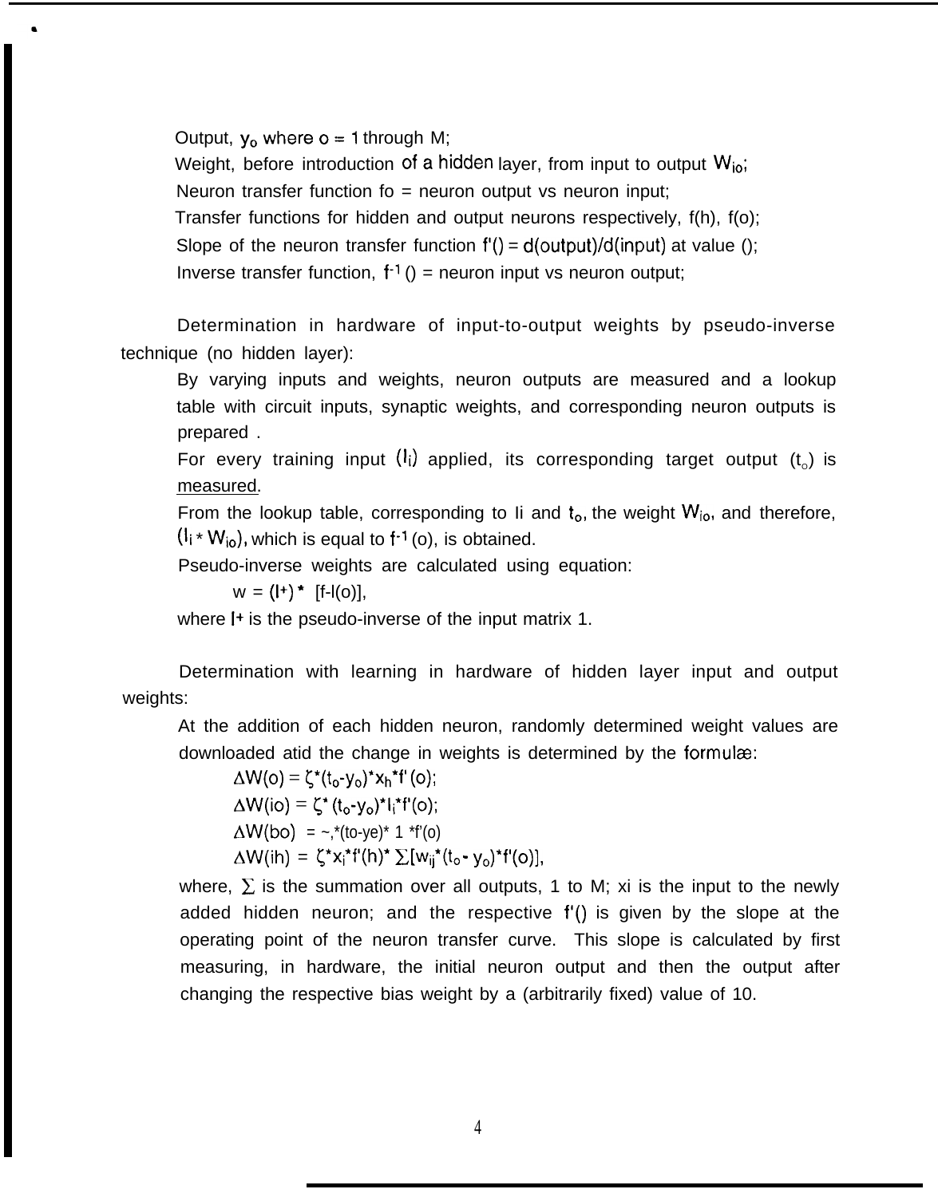Output, $y_o$ where $o = 1$ through M;

Weight, before introduction of a hidden layer, from input to output $W_{io}$;

Neuron transfer function fo = neuron output vs neuron input;

Transfer functions for hidden and output neurons respectively, f(h), f(o);

Slope of the neuron transfer function f'() = d(output)/d(input) at value ();

Inverse transfer function, $f^{-1}$ () = neuron input vs neuron output;

Determination in hardware of input-to-output weights by pseudo-inverse technique (no hidden layer):

By varying inputs and weights, neuron outputs are measured and a lookup table with circuit inputs, synaptic weights, and corresponding neuron outputs is prepared .

For every training input ($I_i$) applied, its corresponding target output ($t_o$) is measured.

From the lookup table, corresponding to Ii and $t_o$, the weight $W_{io}$, and therefore, ($I_i * W_{io}$), which is equal to $f^{-1}$ (o), is obtained.

Pseudo-inverse weights are calculated using equation:

$$w = (I^+) * [f\text{-}I(o)],$$

where $I^+$ is the pseudo-inverse of the input matrix 1.

Determination with learning in hardware of hidden layer input and output weights:

At the addition of each hidden neuron, randomly determined weight values are downloaded atid the change in weights is determined by the formulæ:

$$\Delta W(o) = \zeta * (t_o - y_o) * x_h * f'(o);$$

$$\Delta W(io) = \zeta * (t_o - y_o) * I_i * f'(o);$$

$$\Delta W(bo) = \sim, * (to\text{-}ye) * 1 * f'(o)$$

$$\Delta W(ih) = \zeta * x_i * f'(h) * \sum [w_{ij} * (t_o - y_o) * f'(o)],$$

where, $\sum$ is the summation over all outputs, 1 to M; xi is the input to the newly added hidden neuron; and the respective f'() is given by the slope at the operating point of the neuron transfer curve. This slope is calculated by first measuring, in hardware, the initial neuron output and then the output after changing the respective bias weight by a (arbitrarily fixed) value of 10.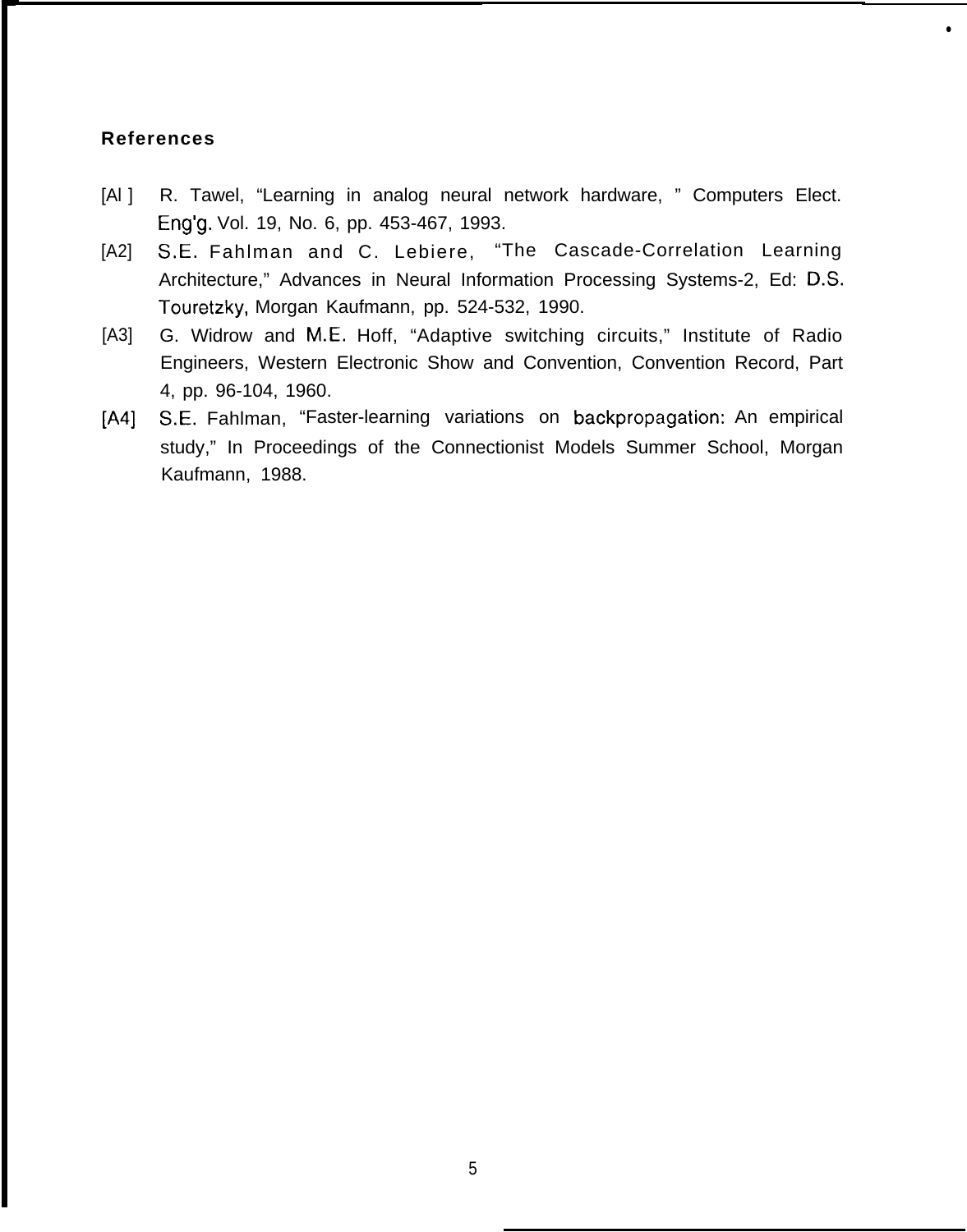**References**

[A1] R. Tawel, "Learning in analog neural network hardware, " Computers Elect. Eng'g. Vol. 19, No. 6, pp. 453-467, 1993.

[A2] S.E. Fahlman and C. Lebiere, "The Cascade-Correlation Learning Architecture," Advances in Neural Information Processing Systems-2, Ed: D.S. Touretzky, Morgan Kaufmann, pp. 524-532, 1990.

[A3] G. Widrow and M.E. Hoff, "Adaptive switching circuits," Institute of Radio Engineers, Western Electronic Show and Convention, Convention Record, Part 4, pp. 96-104, 1960.

[A4] S.E. Fahlman, "Faster-learning variations on backpropagation: An empirical study," In Proceedings of the Connectionist Models Summer School, Morgan Kaufmann, 1988.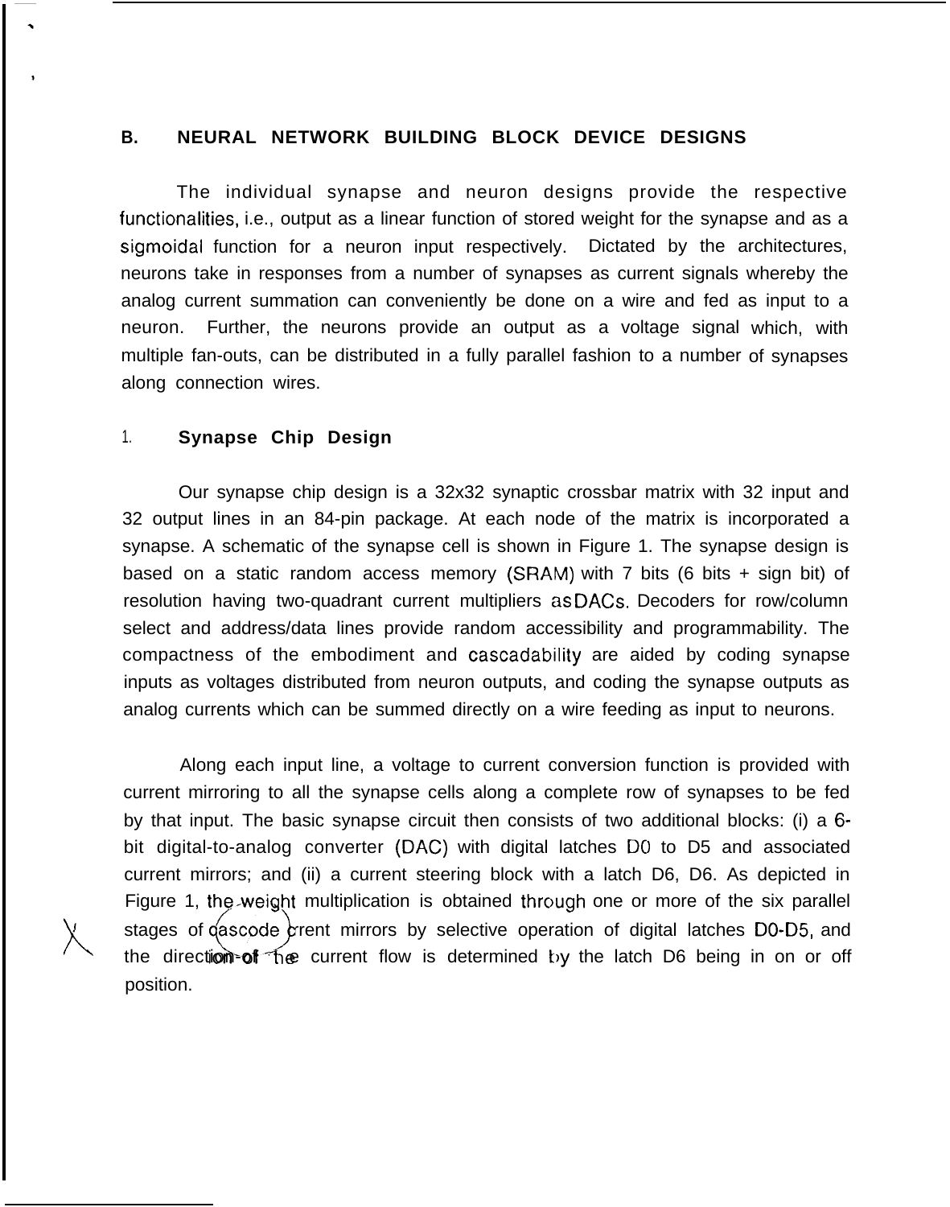## B. NEURAL NETWORK BUILDING BLOCK DEVICE DESIGNS

The individual synapse and neuron designs provide the respective functionalities, i.e., output as a linear function of stored weight for the synapse and as a sigmoidal function for a neuron input respectively. Dictated by the architectures, neurons take in responses from a number of synapses as current signals whereby the analog current summation can conveniently be done on a wire and fed as input to a neuron. Further, the neurons provide an output as a voltage signal which, with multiple fan-outs, can be distributed in a fully parallel fashion to a number of synapses along connection wires.

### 1. Synapse Chip Design

Our synapse chip design is a 32x32 synaptic crossbar matrix with 32 input and 32 output lines in an 84-pin package. At each node of the matrix is incorporated a synapse. A schematic of the synapse cell is shown in Figure 1. The synapse design is based on a static random access memory (SRAM) with 7 bits (6 bits + sign bit) of resolution having two-quadrant current multipliers as DACs. Decoders for row/column select and address/data lines provide random accessibility and programmability. The compactness of the embodiment and cascadability are aided by coding synapse inputs as voltages distributed from neuron outputs, and coding the synapse outputs as analog currents which can be summed directly on a wire feeding as input to neurons.

Along each input line, a voltage to current conversion function is provided with current mirroring to all the synapse cells along a complete row of synapses to be fed by that input. The basic synapse circuit then consists of two additional blocks: (i) a 6-bit digital-to-analog converter (DAC) with digital latches D0 to D5 and associated current mirrors; and (ii) a current steering block with a latch D6, D6. As depicted in Figure 1, the weight multiplication is obtained through one or more of the six parallel stages of cascode current mirrors by selective operation of digital latches D0-D5, and the direction of the current flow is determined by the latch D6 being in on or off position.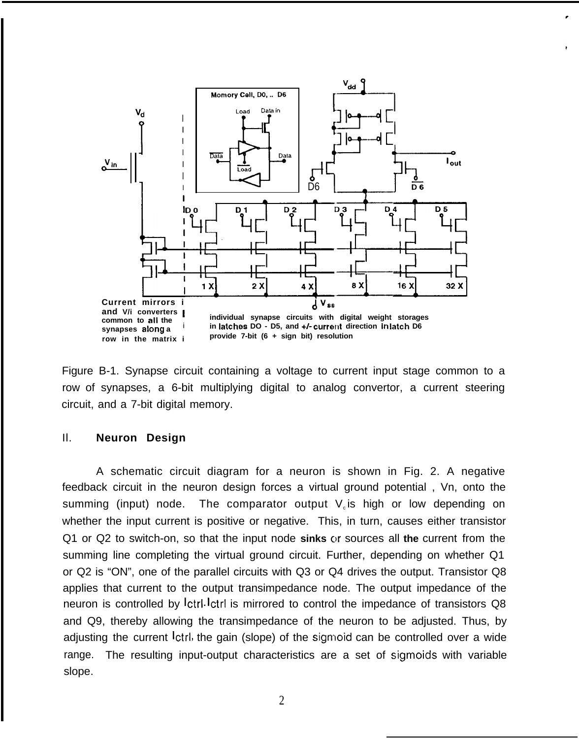Figure B-1. Synapse circuit containing a voltage to current input stage common to a row of synapses, a 6-bit multiplying digital to analog convertor, a current steering circuit, and a 7-bit digital memory.

## II. **Neuron Design**

A schematic circuit diagram for a neuron is shown in Fig. 2. A negative feedback circuit in the neuron design forces a virtual ground potential , Vn, onto the summing (input) node. The comparator output $V_c$ is high or low depending on whether the input current is positive or negative. This, in turn, causes either transistor Q1 or Q2 to switch-on, so that the input node sinks or sources all the current from the summing line completing the virtual ground circuit. Further, depending on whether Q1 or Q2 is "ON", one of the parallel circuits with Q3 or Q4 drives the output. Transistor Q8 applies that current to the output transimpedance node. The output impedance of the neuron is controlled by Ictrl. Ictrl is mirrored to control the impedance of transistors Q8 and Q9, thereby allowing the transimpedance of the neuron to be adjusted. Thus, by adjusting the current Ictrl, the gain (slope) of the sigmoid can be controlled over a wide range. The resulting input-output characteristics are a set of sigmoids with variable slope.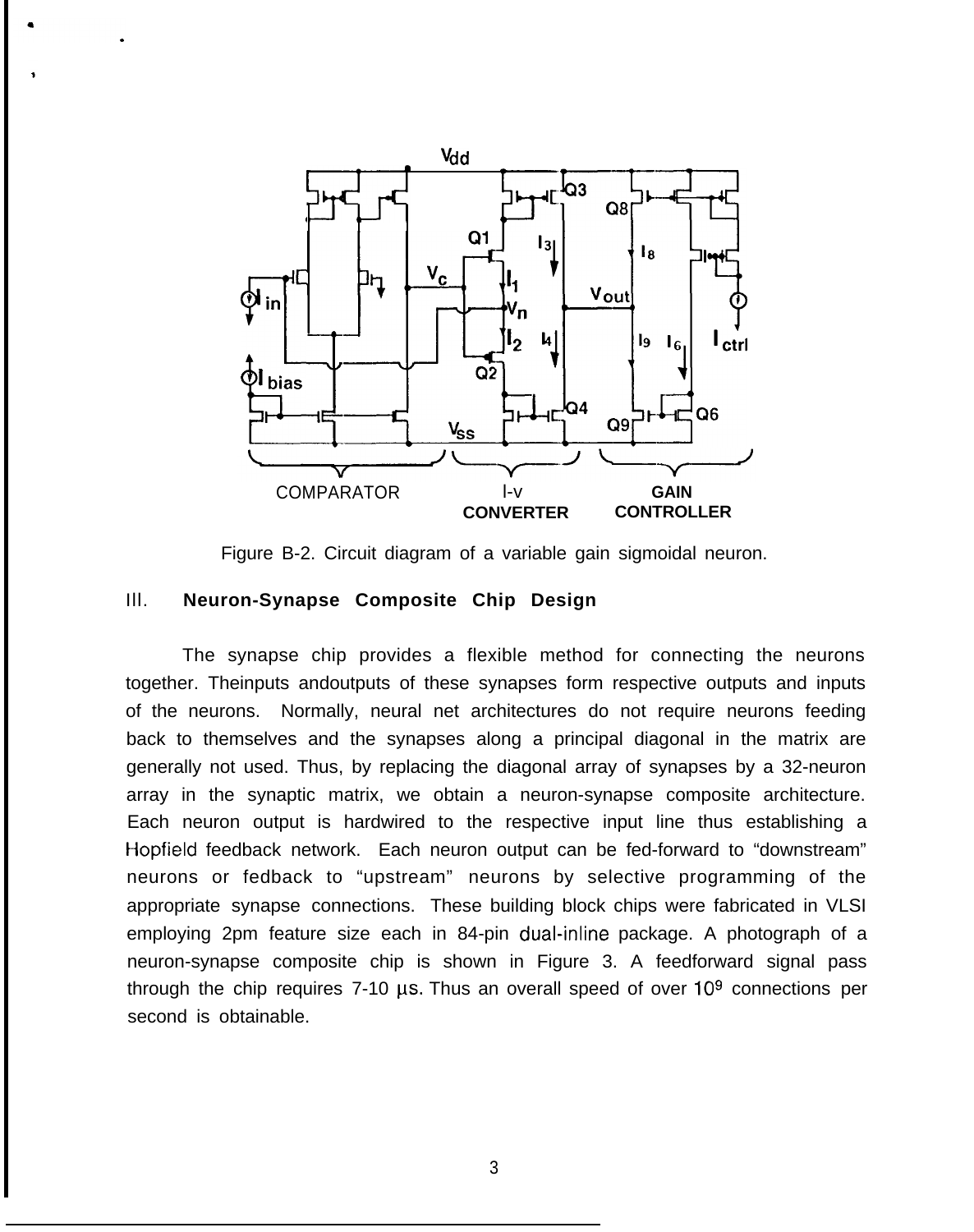Figure B-2. Circuit diagram of a variable gain sigmoidal neuron.

## III. Neuron-Synapse Composite Chip Design

The synapse chip provides a flexible method for connecting the neurons together. Theinputs andoutputs of these synapses form respective outputs and inputs of the neurons. Normally, neural net architectures do not require neurons feeding back to themselves and the synapses along a principal diagonal in the matrix are generally not used. Thus, by replacing the diagonal array of synapses by a 32-neuron array in the synaptic matrix, we obtain a neuron-synapse composite architecture. Each neuron output is hardwired to the respective input line thus establishing a Hopfield feedback network. Each neuron output can be fed-forward to “downstream” neurons or fedback to “upstream” neurons by selective programming of the appropriate synapse connections. These building block chips were fabricated in VLSI employing 2pm feature size each in 84-pin dual-inline package. A photograph of a neuron-synapse composite chip is shown in Figure 3. A feedforward signal pass through the chip requires 7-10 µs. Thus an overall speed of over $10^9$ connections per second is obtainable.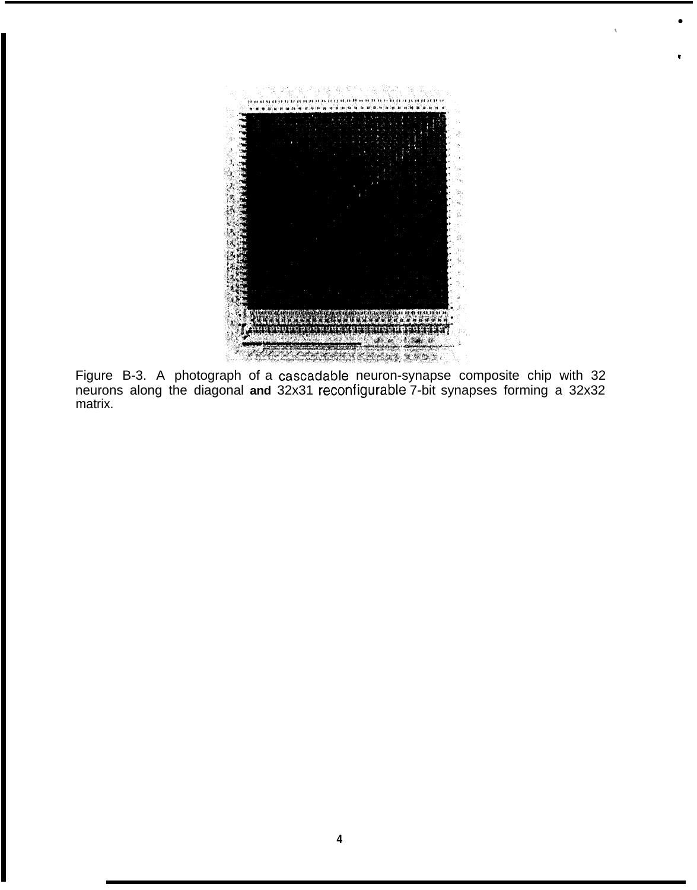Figure B-3. A photograph of a cascadable neuron-synapse composite chip with 32 neurons along the diagonal and 32x31 reconfigurable 7-bit synapses forming a 32x32 matrix.